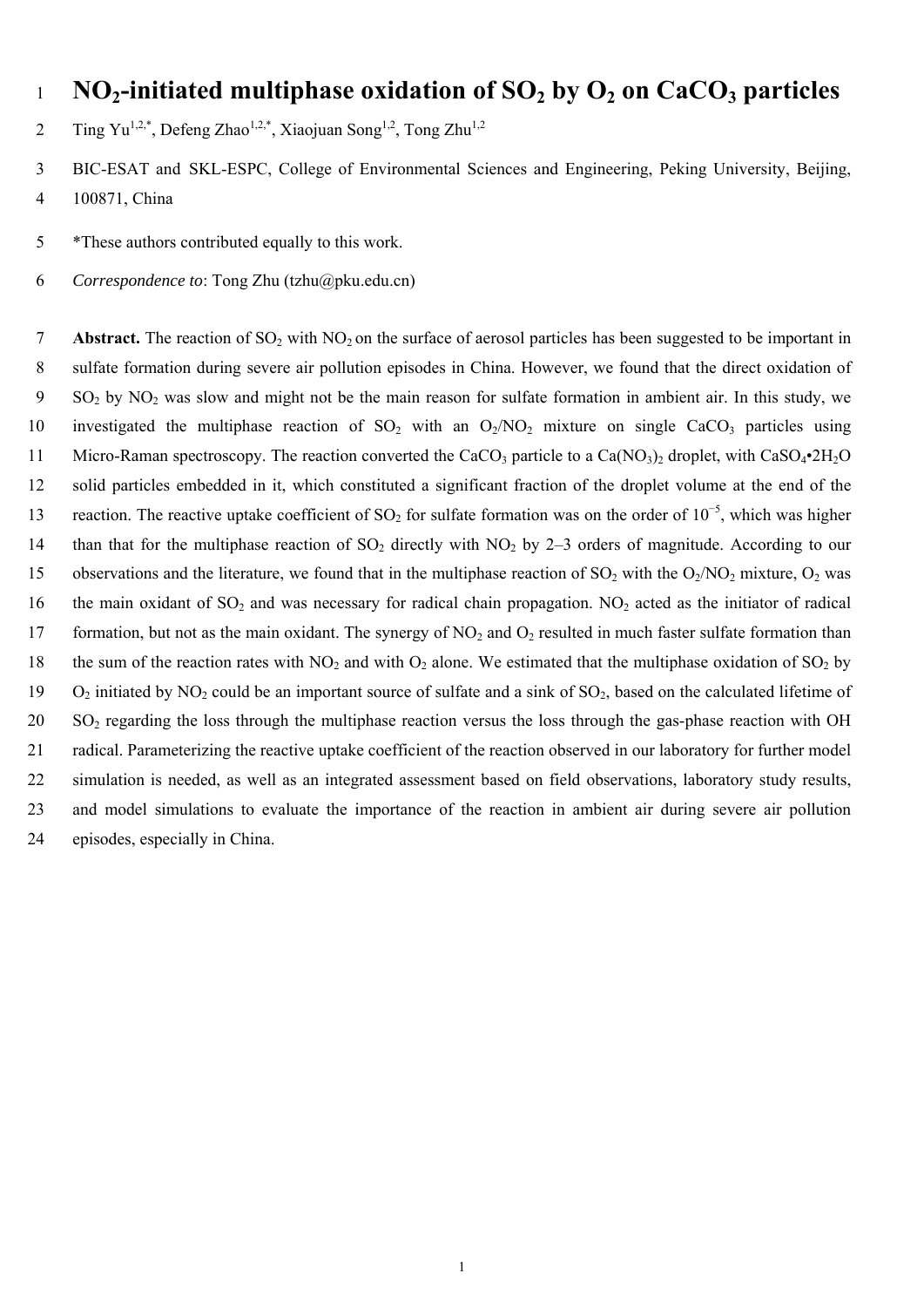# $NO_2$-initiated multiphase oxidation of $SO_2$ by $O_2$ on $CaCO_3$ particles

Ting Yu[1,2,*], Defeng Zhao[1,2,*], Xiaojuan Song[1,2], Tong Zhu[1,2]

BIC-ESAT and SKL-ESPC, College of Environmental Sciences and Engineering, Peking University, Beijing, 100871, China

*These authors contributed equally to this work.

*Correspondence to*: Tong Zhu (tzhu@pku.edu.cn)

**Abstract.** The reaction of $SO_2$ with $NO_2$ on the surface of aerosol particles has been suggested to be important in sulfate formation during severe air pollution episodes in China. However, we found that the direct oxidation of $SO_2$ by $NO_2$ was slow and might not be the main reason for sulfate formation in ambient air. In this study, we investigated the multiphase reaction of $SO_2$ with an $O_2/NO_2$ mixture on single $CaCO_3$ particles using Micro-Raman spectroscopy. The reaction converted the $CaCO_3$ particle to a $Ca(NO_3)_2$ droplet, with $CaSO_4{\bullet}2H_2O$ solid particles embedded in it, which constituted a significant fraction of the droplet volume at the end of the reaction. The reactive uptake coefficient of $SO_2$ for sulfate formation was on the order of $10^{-5}$, which was higher than that for the multiphase reaction of $SO_2$ directly with $NO_2$ by 2–3 orders of magnitude. According to our observations and the literature, we found that in the multiphase reaction of $SO_2$ with the $O_2/NO_2$ mixture, $O_2$ was the main oxidant of $SO_2$ and was necessary for radical chain propagation. $NO_2$ acted as the initiator of radical formation, but not as the main oxidant. The synergy of $NO_2$ and $O_2$ resulted in much faster sulfate formation than the sum of the reaction rates with $NO_2$ and with $O_2$ alone. We estimated that the multiphase oxidation of $SO_2$ by $O_2$ initiated by $NO_2$ could be an important source of sulfate and a sink of $SO_2$, based on the calculated lifetime of $SO_2$ regarding the loss through the multiphase reaction versus the loss through the gas-phase reaction with OH radical. Parameterizing the reactive uptake coefficient of the reaction observed in our laboratory for further model simulation is needed, as well as an integrated assessment based on field observations, laboratory study results, and model simulations to evaluate the importance of the reaction in ambient air during severe air pollution episodes, especially in China.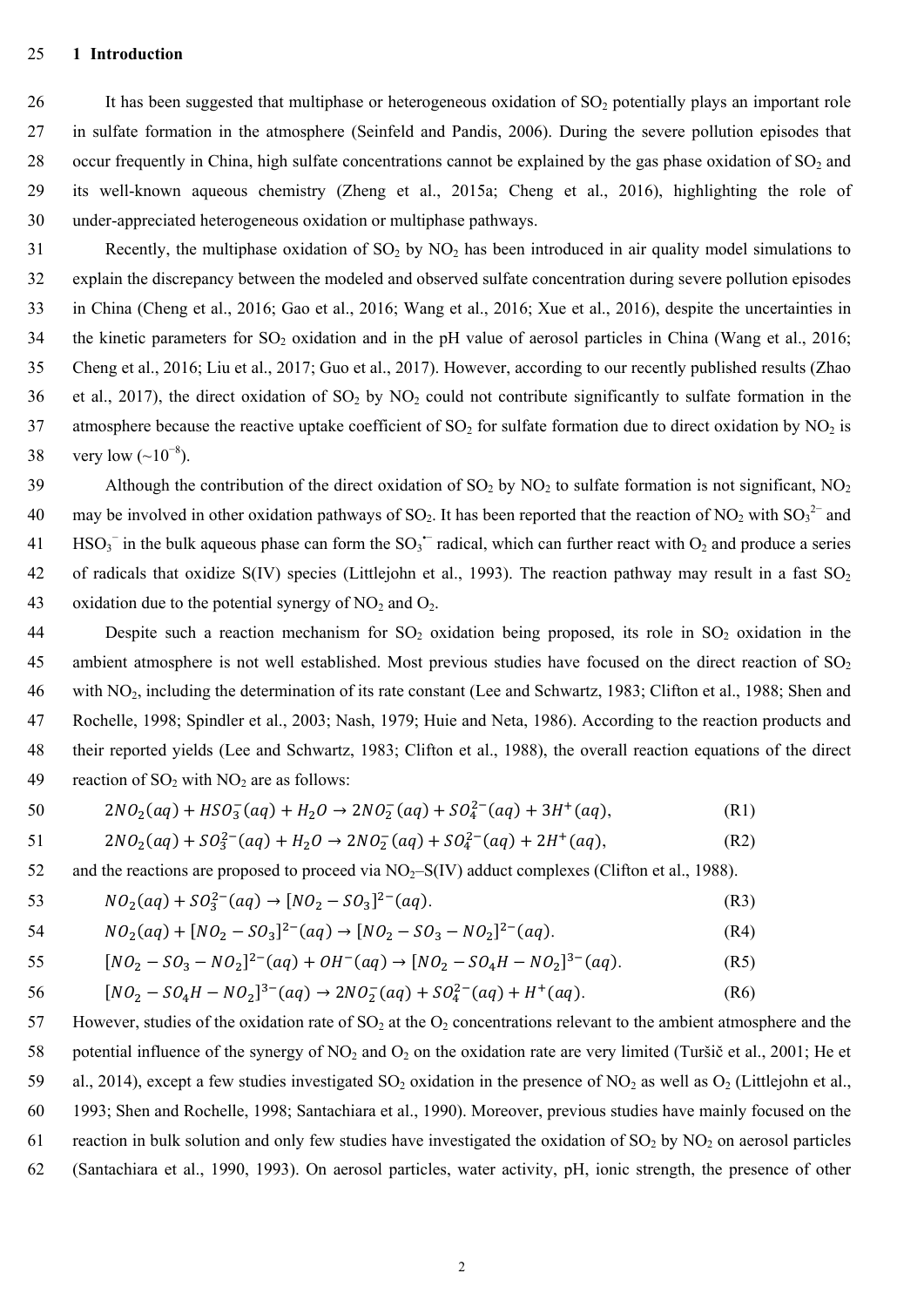## 1 Introduction

It has been suggested that multiphase or heterogeneous oxidation of $SO_2$ potentially plays an important role in sulfate formation in the atmosphere (Seinfeld and Pandis, 2006). During the severe pollution episodes that occur frequently in China, high sulfate concentrations cannot be explained by the gas phase oxidation of $SO_2$ and its well-known aqueous chemistry (Zheng et al., 2015a; Cheng et al., 2016), highlighting the role of under-appreciated heterogeneous oxidation or multiphase pathways.

Recently, the multiphase oxidation of $SO_2$ by $NO_2$ has been introduced in air quality model simulations to explain the discrepancy between the modeled and observed sulfate concentration during severe pollution episodes in China (Cheng et al., 2016; Gao et al., 2016; Wang et al., 2016; Xue et al., 2016), despite the uncertainties in the kinetic parameters for $SO_2$ oxidation and in the pH value of aerosol particles in China (Wang et al., 2016; Cheng et al., 2016; Liu et al., 2017; Guo et al., 2017). However, according to our recently published results (Zhao et al., 2017), the direct oxidation of $SO_2$ by $NO_2$ could not contribute significantly to sulfate formation in the atmosphere because the reactive uptake coefficient of $SO_2$ for sulfate formation due to direct oxidation by $NO_2$ is very low (~$10^{-8}$).

Although the contribution of the direct oxidation of $SO_2$ by $NO_2$ to sulfate formation is not significant, $NO_2$ may be involved in other oxidation pathways of $SO_2$. It has been reported that the reaction of $NO_2$ with $SO_3^{2-}$ and $HSO_3^-$ in the bulk aqueous phase can form the $SO_3^{\bullet-}$ radical, which can further react with $O_2$ and produce a series of radicals that oxidize S(IV) species (Littlejohn et al., 1993). The reaction pathway may result in a fast $SO_2$ oxidation due to the potential synergy of $NO_2$ and $O_2$.

Despite such a reaction mechanism for $SO_2$ oxidation being proposed, its role in $SO_2$ oxidation in the ambient atmosphere is not well established. Most previous studies have focused on the direct reaction of $SO_2$ with $NO_2$, including the determination of its rate constant (Lee and Schwartz, 1983; Clifton et al., 1988; Shen and Rochelle, 1998; Spindler et al., 2003; Nash, 1979; Huie and Neta, 1986). According to the reaction products and their reported yields (Lee and Schwartz, 1983; Clifton et al., 1988), the overall reaction equations of the direct reaction of $SO_2$ with $NO_2$ are as follows:

$$2NO_2(aq) + HSO_3^-(aq) + H_2O \rightarrow 2NO_2^-(aq) + SO_4^{2-}(aq) + 3H^+(aq), \quad \text{(R1)}$$

$$2NO_2(aq) + SO_3^{2-}(aq) + H_2O \rightarrow 2NO_2^-(aq) + SO_4^{2-}(aq) + 2H^+(aq), \quad \text{(R2)}$$

and the reactions are proposed to proceed via $NO_2$–S(IV) adduct complexes (Clifton et al., 1988).

$$NO_2(aq) + SO_3^{2-}(aq) \rightarrow [NO_2 - SO_3]^{2-}(aq). \quad \text{(R3)}$$

$$NO_2(aq) + [NO_2 - SO_3]^{2-}(aq) \rightarrow [NO_2 - SO_3 - NO_2]^{2-}(aq). \quad \text{(R4)}$$

$$[NO_2 - SO_3 - NO_2]^{2-}(aq) + OH^-(aq) \rightarrow [NO_2 - SO_4H - NO_2]^{3-}(aq). \quad \text{(R5)}$$

$$[NO_2 - SO_4H - NO_2]^{3-}(aq) \rightarrow 2NO_2^-(aq) + SO_4^{2-}(aq) + H^+(aq). \quad \text{(R6)}$$

However, studies of the oxidation rate of $SO_2$ at the $O_2$ concentrations relevant to the ambient atmosphere and the potential influence of the synergy of $NO_2$ and $O_2$ on the oxidation rate are very limited (Turšič et al., 2001; He et al., 2014), except a few studies investigated $SO_2$ oxidation in the presence of $NO_2$ as well as $O_2$ (Littlejohn et al., 1993; Shen and Rochelle, 1998; Santachiara et al., 1990). Moreover, previous studies have mainly focused on the reaction in bulk solution and only few studies have investigated the oxidation of $SO_2$ by $NO_2$ on aerosol particles (Santachiara et al., 1990, 1993). On aerosol particles, water activity, pH, ionic strength, the presence of other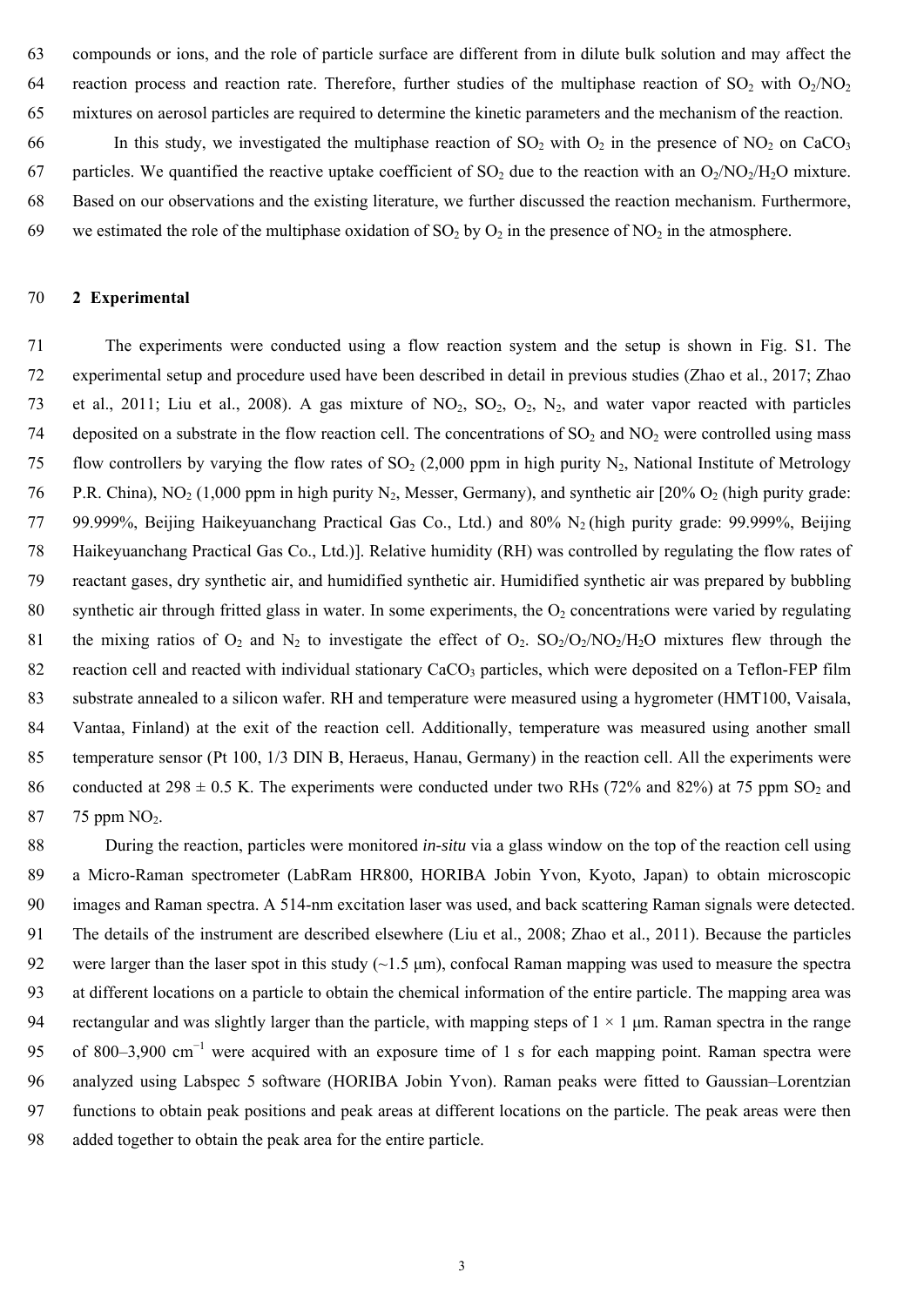compounds or ions, and the role of particle surface are different from in dilute bulk solution and may affect the reaction process and reaction rate. Therefore, further studies of the multiphase reaction of $SO_2$ with $O_2/NO_2$ mixtures on aerosol particles are required to determine the kinetic parameters and the mechanism of the reaction.

In this study, we investigated the multiphase reaction of $SO_2$ with $O_2$ in the presence of $NO_2$ on $CaCO_3$ particles. We quantified the reactive uptake coefficient of $SO_2$ due to the reaction with an $O_2/NO_2/H_2O$ mixture. Based on our observations and the existing literature, we further discussed the reaction mechanism. Furthermore, we estimated the role of the multiphase oxidation of $SO_2$ by $O_2$ in the presence of $NO_2$ in the atmosphere.

## 2 Experimental

The experiments were conducted using a flow reaction system and the setup is shown in Fig. S1. The experimental setup and procedure used have been described in detail in previous studies (Zhao et al., 2017; Zhao et al., 2011; Liu et al., 2008). A gas mixture of $NO_2$, $SO_2$, $O_2$, $N_2$, and water vapor reacted with particles deposited on a substrate in the flow reaction cell. The concentrations of $SO_2$ and $NO_2$ were controlled using mass flow controllers by varying the flow rates of $SO_2$ (2,000 ppm in high purity $N_2$, National Institute of Metrology P.R. China), $NO_2$ (1,000 ppm in high purity $N_2$, Messer, Germany), and synthetic air [20% $O_2$ (high purity grade: 99.999%, Beijing Haikeyuanchang Practical Gas Co., Ltd.) and 80% $N_2$ (high purity grade: 99.999%, Beijing Haikeyuanchang Practical Gas Co., Ltd.)]. Relative humidity (RH) was controlled by regulating the flow rates of reactant gases, dry synthetic air, and humidified synthetic air. Humidified synthetic air was prepared by bubbling synthetic air through fritted glass in water. In some experiments, the $O_2$ concentrations were varied by regulating the mixing ratios of $O_2$ and $N_2$ to investigate the effect of $O_2$. $SO_2/O_2/NO_2/H_2O$ mixtures flew through the reaction cell and reacted with individual stationary $CaCO_3$ particles, which were deposited on a Teflon-FEP film substrate annealed to a silicon wafer. RH and temperature were measured using a hygrometer (HMT100, Vaisala, Vantaa, Finland) at the exit of the reaction cell. Additionally, temperature was measured using another small temperature sensor (Pt 100, 1/3 DIN B, Heraeus, Hanau, Germany) in the reaction cell. All the experiments were conducted at $298 \pm 0.5$ K. The experiments were conducted under two RHs (72% and 82%) at 75 ppm $SO_2$ and 75 ppm $NO_2$.

During the reaction, particles were monitored *in-situ* via a glass window on the top of the reaction cell using a Micro-Raman spectrometer (LabRam HR800, HORIBA Jobin Yvon, Kyoto, Japan) to obtain microscopic images and Raman spectra. A 514-nm excitation laser was used, and back scattering Raman signals were detected. The details of the instrument are described elsewhere (Liu et al., 2008; Zhao et al., 2011). Because the particles were larger than the laser spot in this study (~1.5 μm), confocal Raman mapping was used to measure the spectra at different locations on a particle to obtain the chemical information of the entire particle. The mapping area was rectangular and was slightly larger than the particle, with mapping steps of $1 \times 1$ μm. Raman spectra in the range of 800–3,900 $cm^{-1}$ were acquired with an exposure time of 1 s for each mapping point. Raman spectra were analyzed using Labspec 5 software (HORIBA Jobin Yvon). Raman peaks were fitted to Gaussian–Lorentzian functions to obtain peak positions and peak areas at different locations on the particle. The peak areas were then added together to obtain the peak area for the entire particle.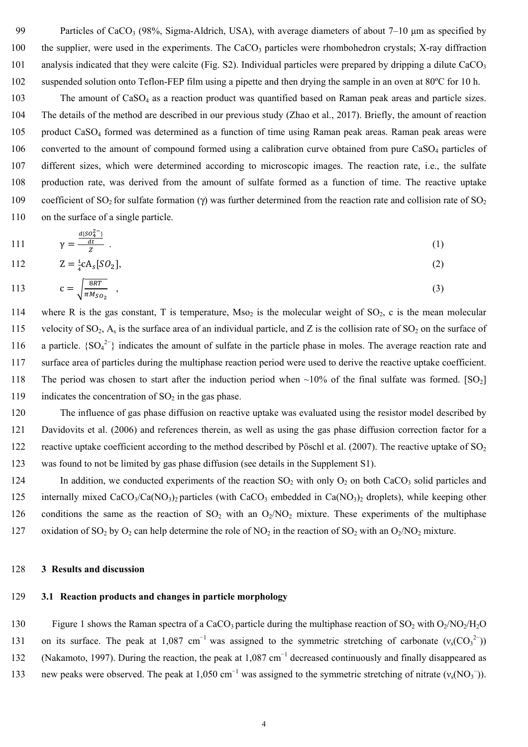Particles of $CaCO_3$ (98%, Sigma-Aldrich, USA), with average diameters of about 7–10 μm as specified by the supplier, were used in the experiments. The $CaCO_3$ particles were rhombohedron crystals; X-ray diffraction analysis indicated that they were calcite (Fig. S2). Individual particles were prepared by dripping a dilute $CaCO_3$ suspended solution onto Teflon-FEP film using a pipette and then drying the sample in an oven at 80ºC for 10 h.

The amount of $CaSO_4$ as a reaction product was quantified based on Raman peak areas and particle sizes. The details of the method are described in our previous study (Zhao et al., 2017). Briefly, the amount of reaction product $CaSO_4$ formed was determined as a function of time using Raman peak areas. Raman peak areas were converted to the amount of compound formed using a calibration curve obtained from pure $CaSO_4$ particles of different sizes, which were determined according to microscopic images. The reaction rate, i.e., the sulfate production rate, was derived from the amount of sulfate formed as a function of time. The reactive uptake coefficient of $SO_2$ for sulfate formation (γ) was further determined from the reaction rate and collision rate of $SO_2$ on the surface of a single particle.

$$\gamma = \frac{\frac{d\{SO_4^{2-}\}}{dt}}{Z} \quad . \tag{1}$$

$$Z = \frac{1}{4} c A_s [SO_2], \tag{2}$$

$$c = \sqrt{\frac{8RT}{\pi M_{SO_2}}} \quad , \tag{3}$$

where R is the gas constant, T is temperature, $M_{SO_2}$ is the molecular weight of $SO_2$, c is the mean molecular velocity of $SO_2$, $A_s$ is the surface area of an individual particle, and Z is the collision rate of $SO_2$ on the surface of a particle. $\{SO_4^{2-}\}$ indicates the amount of sulfate in the particle phase in moles. The average reaction rate and surface area of particles during the multiphase reaction period were used to derive the reactive uptake coefficient. The period was chosen to start after the induction period when ~10% of the final sulfate was formed. $[SO_2]$ indicates the concentration of $SO_2$ in the gas phase.

The influence of gas phase diffusion on reactive uptake was evaluated using the resistor model described by Davidovits et al. (2006) and references therein, as well as using the gas phase diffusion correction factor for a reactive uptake coefficient according to the method described by Pöschl et al. (2007). The reactive uptake of $SO_2$ was found to not be limited by gas phase diffusion (see details in the Supplement S1).

In addition, we conducted experiments of the reaction $SO_2$ with only $O_2$ on both $CaCO_3$ solid particles and internally mixed $CaCO_3$/$Ca(NO_3)_2$ particles (with $CaCO_3$ embedded in $Ca(NO_3)_2$ droplets), while keeping other conditions the same as the reaction of $SO_2$ with an $O_2$/$NO_2$ mixture. These experiments of the multiphase oxidation of $SO_2$ by $O_2$ can help determine the role of $NO_2$ in the reaction of $SO_2$ with an $O_2$/$NO_2$ mixture.

## 3 Results and discussion

### 3.1 Reaction products and changes in particle morphology

Figure 1 shows the Raman spectra of a $CaCO_3$ particle during the multiphase reaction of $SO_2$ with $O_2$/$NO_2$/$H_2O$ on its surface. The peak at 1,087 $cm^{-1}$ was assigned to the symmetric stretching of carbonate ($\nu_s(CO_3^{2-})$) (Nakamoto, 1997). During the reaction, the peak at 1,087 $cm^{-1}$ decreased continuously and finally disappeared as new peaks were observed. The peak at 1,050 $cm^{-1}$ was assigned to the symmetric stretching of nitrate ($\nu_s(NO_3^-)$).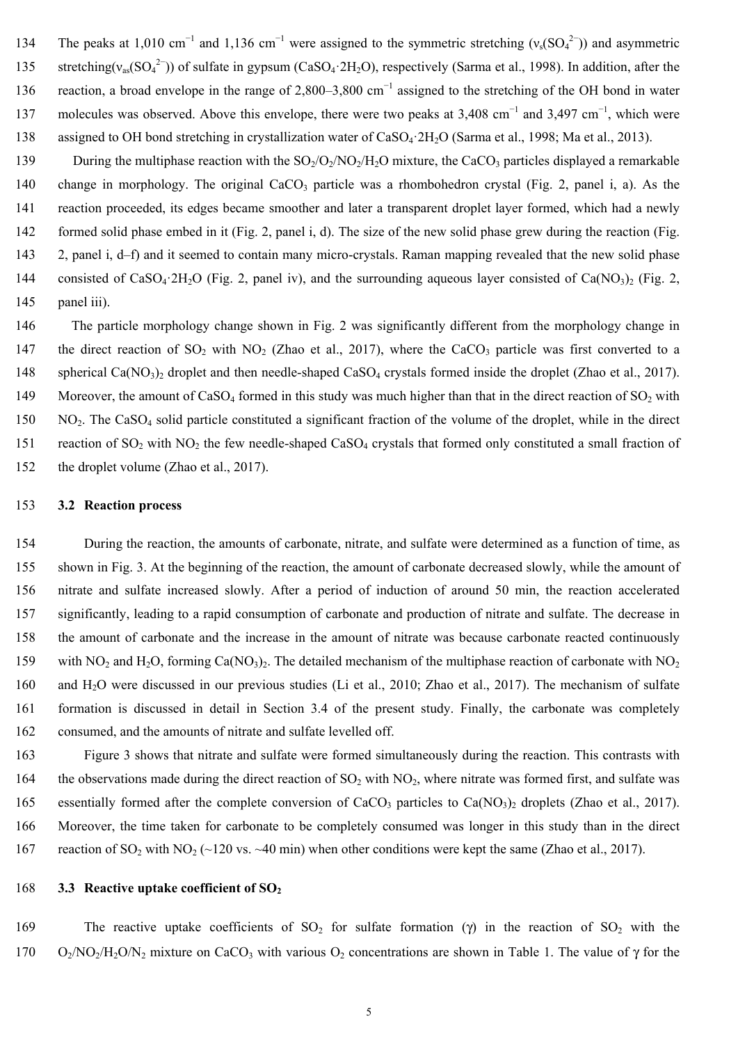The peaks at 1,010 cm$^{-1}$ and 1,136 cm$^{-1}$ were assigned to the symmetric stretching ($\nu_s(SO_4^{2-})$) and asymmetric stretching($\nu_{as}(SO_4^{2-})$) of sulfate in gypsum ($CaSO_4 \cdot 2H_2O$), respectively (Sarma et al., 1998). In addition, after the reaction, a broad envelope in the range of 2,800–3,800 cm$^{-1}$ assigned to the stretching of the OH bond in water molecules was observed. Above this envelope, there were two peaks at 3,408 cm$^{-1}$ and 3,497 cm$^{-1}$, which were assigned to OH bond stretching in crystallization water of $CaSO_4 \cdot 2H_2O$ (Sarma et al., 1998; Ma et al., 2013).

During the multiphase reaction with the $SO_2/O_2/NO_2/H_2O$ mixture, the $CaCO_3$ particles displayed a remarkable change in morphology. The original $CaCO_3$ particle was a rhombohedron crystal (Fig. 2, panel i, a). As the reaction proceeded, its edges became smoother and later a transparent droplet layer formed, which had a newly formed solid phase embed in it (Fig. 2, panel i, d). The size of the new solid phase grew during the reaction (Fig. 2, panel i, d–f) and it seemed to contain many micro-crystals. Raman mapping revealed that the new solid phase consisted of $CaSO_4 \cdot 2H_2O$ (Fig. 2, panel iv), and the surrounding aqueous layer consisted of $Ca(NO_3)_2$ (Fig. 2, panel iii).

The particle morphology change shown in Fig. 2 was significantly different from the morphology change in the direct reaction of $SO_2$ with $NO_2$ (Zhao et al., 2017), where the $CaCO_3$ particle was first converted to a spherical $Ca(NO_3)_2$ droplet and then needle-shaped $CaSO_4$ crystals formed inside the droplet (Zhao et al., 2017). Moreover, the amount of $CaSO_4$ formed in this study was much higher than that in the direct reaction of $SO_2$ with $NO_2$. The $CaSO_4$ solid particle constituted a significant fraction of the volume of the droplet, while in the direct reaction of $SO_2$ with $NO_2$ the few needle-shaped $CaSO_4$ crystals that formed only constituted a small fraction of the droplet volume (Zhao et al., 2017).

### 3.2 Reaction process

During the reaction, the amounts of carbonate, nitrate, and sulfate were determined as a function of time, as shown in Fig. 3. At the beginning of the reaction, the amount of carbonate decreased slowly, while the amount of nitrate and sulfate increased slowly. After a period of induction of around 50 min, the reaction accelerated significantly, leading to a rapid consumption of carbonate and production of nitrate and sulfate. The decrease in the amount of carbonate and the increase in the amount of nitrate was because carbonate reacted continuously with $NO_2$ and $H_2O$, forming $Ca(NO_3)_2$. The detailed mechanism of the multiphase reaction of carbonate with $NO_2$ and $H_2O$ were discussed in our previous studies (Li et al., 2010; Zhao et al., 2017). The mechanism of sulfate formation is discussed in detail in Section 3.4 of the present study. Finally, the carbonate was completely consumed, and the amounts of nitrate and sulfate levelled off.

Figure 3 shows that nitrate and sulfate were formed simultaneously during the reaction. This contrasts with the observations made during the direct reaction of $SO_2$ with $NO_2$, where nitrate was formed first, and sulfate was essentially formed after the complete conversion of $CaCO_3$ particles to $Ca(NO_3)_2$ droplets (Zhao et al., 2017). Moreover, the time taken for carbonate to be completely consumed was longer in this study than in the direct reaction of $SO_2$ with $NO_2$ (~120 vs. ~40 min) when other conditions were kept the same (Zhao et al., 2017).

### 3.3 Reactive uptake coefficient of $SO_2$

The reactive uptake coefficients of $SO_2$ for sulfate formation ($\gamma$) in the reaction of $SO_2$ with the $O_2/NO_2/H_2O/N_2$ mixture on $CaCO_3$ with various $O_2$ concentrations are shown in Table 1. The value of $\gamma$ for the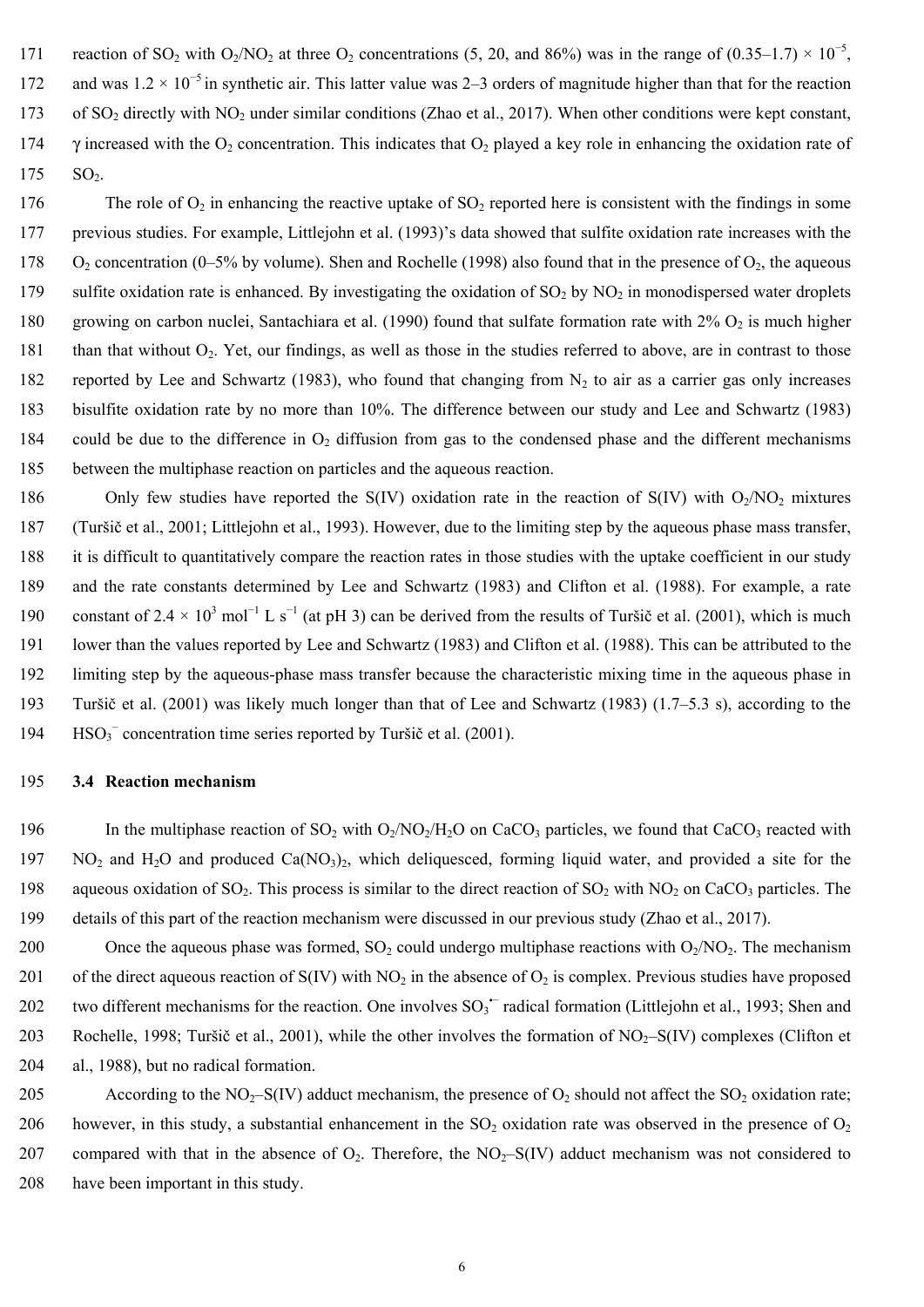reaction of $SO_2$ with $O_2/NO_2$ at three $O_2$ concentrations (5, 20, and 86%) was in the range of $(0.35–1.7) \times 10^{-5}$, and was $1.2 \times 10^{-5}$ in synthetic air. This latter value was 2–3 orders of magnitude higher than that for the reaction of $SO_2$ directly with $NO_2$ under similar conditions (Zhao et al., 2017). When other conditions were kept constant, $\gamma$ increased with the $O_2$ concentration. This indicates that $O_2$ played a key role in enhancing the oxidation rate of $SO_2$.

The role of $O_2$ in enhancing the reactive uptake of $SO_2$ reported here is consistent with the findings in some previous studies. For example, Littlejohn et al. (1993)'s data showed that sulfite oxidation rate increases with the $O_2$ concentration (0–5% by volume). Shen and Rochelle (1998) also found that in the presence of $O_2$, the aqueous sulfite oxidation rate is enhanced. By investigating the oxidation of $SO_2$ by $NO_2$ in monodispersed water droplets growing on carbon nuclei, Santachiara et al. (1990) found that sulfate formation rate with 2% $O_2$ is much higher than that without $O_2$. Yet, our findings, as well as those in the studies referred to above, are in contrast to those reported by Lee and Schwartz (1983), who found that changing from $N_2$ to air as a carrier gas only increases bisulfite oxidation rate by no more than 10%. The difference between our study and Lee and Schwartz (1983) could be due to the difference in $O_2$ diffusion from gas to the condensed phase and the different mechanisms between the multiphase reaction on particles and the aqueous reaction.

Only few studies have reported the S(IV) oxidation rate in the reaction of S(IV) with $O_2/NO_2$ mixtures (Turšič et al., 2001; Littlejohn et al., 1993). However, due to the limiting step by the aqueous phase mass transfer, it is difficult to quantitatively compare the reaction rates in those studies with the uptake coefficient in our study and the rate constants determined by Lee and Schwartz (1983) and Clifton et al. (1988). For example, a rate constant of $2.4 \times 10^3$ $mol^{-1}$ L $s^{-1}$ (at pH 3) can be derived from the results of Turšič et al. (2001), which is much lower than the values reported by Lee and Schwartz (1983) and Clifton et al. (1988). This can be attributed to the limiting step by the aqueous-phase mass transfer because the characteristic mixing time in the aqueous phase in Turšič et al. (2001) was likely much longer than that of Lee and Schwartz (1983) (1.7–5.3 s), according to the $HSO_3^-$ concentration time series reported by Turšič et al. (2001).

### 3.4 Reaction mechanism

In the multiphase reaction of $SO_2$ with $O_2/NO_2/H_2O$ on $CaCO_3$ particles, we found that $CaCO_3$ reacted with $NO_2$ and $H_2O$ and produced $Ca(NO_3)_2$, which deliquesced, forming liquid water, and provided a site for the aqueous oxidation of $SO_2$. This process is similar to the direct reaction of $SO_2$ with $NO_2$ on $CaCO_3$ particles. The details of this part of the reaction mechanism were discussed in our previous study (Zhao et al., 2017).

Once the aqueous phase was formed, $SO_2$ could undergo multiphase reactions with $O_2/NO_2$. The mechanism of the direct aqueous reaction of S(IV) with $NO_2$ in the absence of $O_2$ is complex. Previous studies have proposed two different mechanisms for the reaction. One involves $SO_3^{\bullet-}$ radical formation (Littlejohn et al., 1993; Shen and Rochelle, 1998; Turšič et al., 2001), while the other involves the formation of $NO_2$–S(IV) complexes (Clifton et al., 1988), but no radical formation.

According to the $NO_2$–S(IV) adduct mechanism, the presence of $O_2$ should not affect the $SO_2$ oxidation rate; however, in this study, a substantial enhancement in the $SO_2$ oxidation rate was observed in the presence of $O_2$ compared with that in the absence of $O_2$. Therefore, the $NO_2$–S(IV) adduct mechanism was not considered to have been important in this study.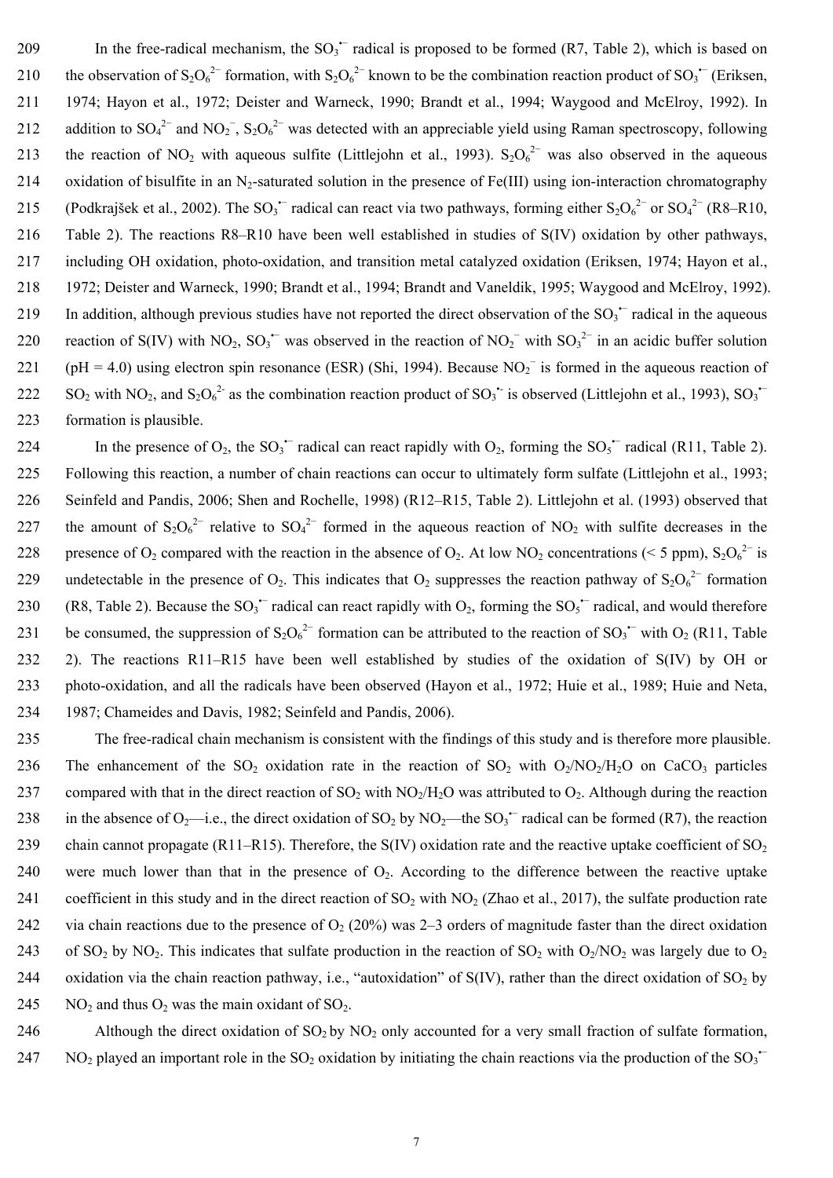In the free-radical mechanism, the $SO_3^{\bullet-}$ radical is proposed to be formed (R7, Table 2), which is based on the observation of $S_2O_6^{2-}$ formation, with $S_2O_6^{2-}$ known to be the combination reaction product of $SO_3^{\bullet-}$ (Eriksen, 1974; Hayon et al., 1972; Deister and Warneck, 1990; Brandt et al., 1994; Waygood and McElroy, 1992). In addition to $SO_4^{2-}$ and $NO_2^-$, $S_2O_6^{2-}$ was detected with an appreciable yield using Raman spectroscopy, following the reaction of $NO_2$ with aqueous sulfite (Littlejohn et al., 1993). $S_2O_6^{2-}$ was also observed in the aqueous oxidation of bisulfite in an $N_2$-saturated solution in the presence of Fe(III) using ion-interaction chromatography (Podkrajšek et al., 2002). The $SO_3^{\bullet-}$ radical can react via two pathways, forming either $S_2O_6^{2-}$ or $SO_4^{2-}$ (R8–R10, Table 2). The reactions R8–R10 have been well established in studies of S(IV) oxidation by other pathways, including OH oxidation, photo-oxidation, and transition metal catalyzed oxidation (Eriksen, 1974; Hayon et al., 1972; Deister and Warneck, 1990; Brandt et al., 1994; Brandt and Vaneldik, 1995; Waygood and McElroy, 1992). In addition, although previous studies have not reported the direct observation of the $SO_3^{\bullet-}$ radical in the aqueous reaction of S(IV) with $NO_2$, $SO_3^{\bullet-}$ was observed in the reaction of $NO_2^-$ with $SO_3^{2-}$ in an acidic buffer solution (pH = 4.0) using electron spin resonance (ESR) (Shi, 1994). Because $NO_2^-$ is formed in the aqueous reaction of $SO_2$ with $NO_2$, and $S_2O_6^{2-}$ as the combination reaction product of $SO_3^{\bullet-}$ is observed (Littlejohn et al., 1993), $SO_3^{\bullet-}$ formation is plausible.

In the presence of $O_2$, the $SO_3^{\bullet-}$ radical can react rapidly with $O_2$, forming the $SO_5^{\bullet-}$ radical (R11, Table 2). Following this reaction, a number of chain reactions can occur to ultimately form sulfate (Littlejohn et al., 1993; Seinfeld and Pandis, 2006; Shen and Rochelle, 1998) (R12–R15, Table 2). Littlejohn et al. (1993) observed that the amount of $S_2O_6^{2-}$ relative to $SO_4^{2-}$ formed in the aqueous reaction of $NO_2$ with sulfite decreases in the presence of $O_2$ compared with the reaction in the absence of $O_2$. At low $NO_2$ concentrations (< 5 ppm), $S_2O_6^{2-}$ is undetectable in the presence of $O_2$. This indicates that $O_2$ suppresses the reaction pathway of $S_2O_6^{2-}$ formation (R8, Table 2). Because the $SO_3^{\bullet-}$ radical can react rapidly with $O_2$, forming the $SO_5^{\bullet-}$ radical, and would therefore be consumed, the suppression of $S_2O_6^{2-}$ formation can be attributed to the reaction of $SO_3^{\bullet-}$ with $O_2$ (R11, Table 2). The reactions R11–R15 have been well established by studies of the oxidation of S(IV) by OH or photo-oxidation, and all the radicals have been observed (Hayon et al., 1972; Huie et al., 1989; Huie and Neta, 1987; Chameides and Davis, 1982; Seinfeld and Pandis, 2006).

The free-radical chain mechanism is consistent with the findings of this study and is therefore more plausible. The enhancement of the $SO_2$ oxidation rate in the reaction of $SO_2$ with $O_2/NO_2/H_2O$ on $CaCO_3$ particles compared with that in the direct reaction of $SO_2$ with $NO_2/H_2O$ was attributed to $O_2$. Although during the reaction in the absence of $O_2$—i.e., the direct oxidation of $SO_2$ by $NO_2$—the $SO_3^{\bullet-}$ radical can be formed (R7), the reaction chain cannot propagate (R11–R15). Therefore, the S(IV) oxidation rate and the reactive uptake coefficient of $SO_2$ were much lower than that in the presence of $O_2$. According to the difference between the reactive uptake coefficient in this study and in the direct reaction of $SO_2$ with $NO_2$ (Zhao et al., 2017), the sulfate production rate via chain reactions due to the presence of $O_2$ (20%) was 2–3 orders of magnitude faster than the direct oxidation of $SO_2$ by $NO_2$. This indicates that sulfate production in the reaction of $SO_2$ with $O_2/NO_2$ was largely due to $O_2$ oxidation via the chain reaction pathway, i.e., "autoxidation" of S(IV), rather than the direct oxidation of $SO_2$ by $NO_2$ and thus $O_2$ was the main oxidant of $SO_2$.

Although the direct oxidation of $SO_2$ by $NO_2$ only accounted for a very small fraction of sulfate formation, $NO_2$ played an important role in the $SO_2$ oxidation by initiating the chain reactions via the production of the $SO_3^{\bullet-}$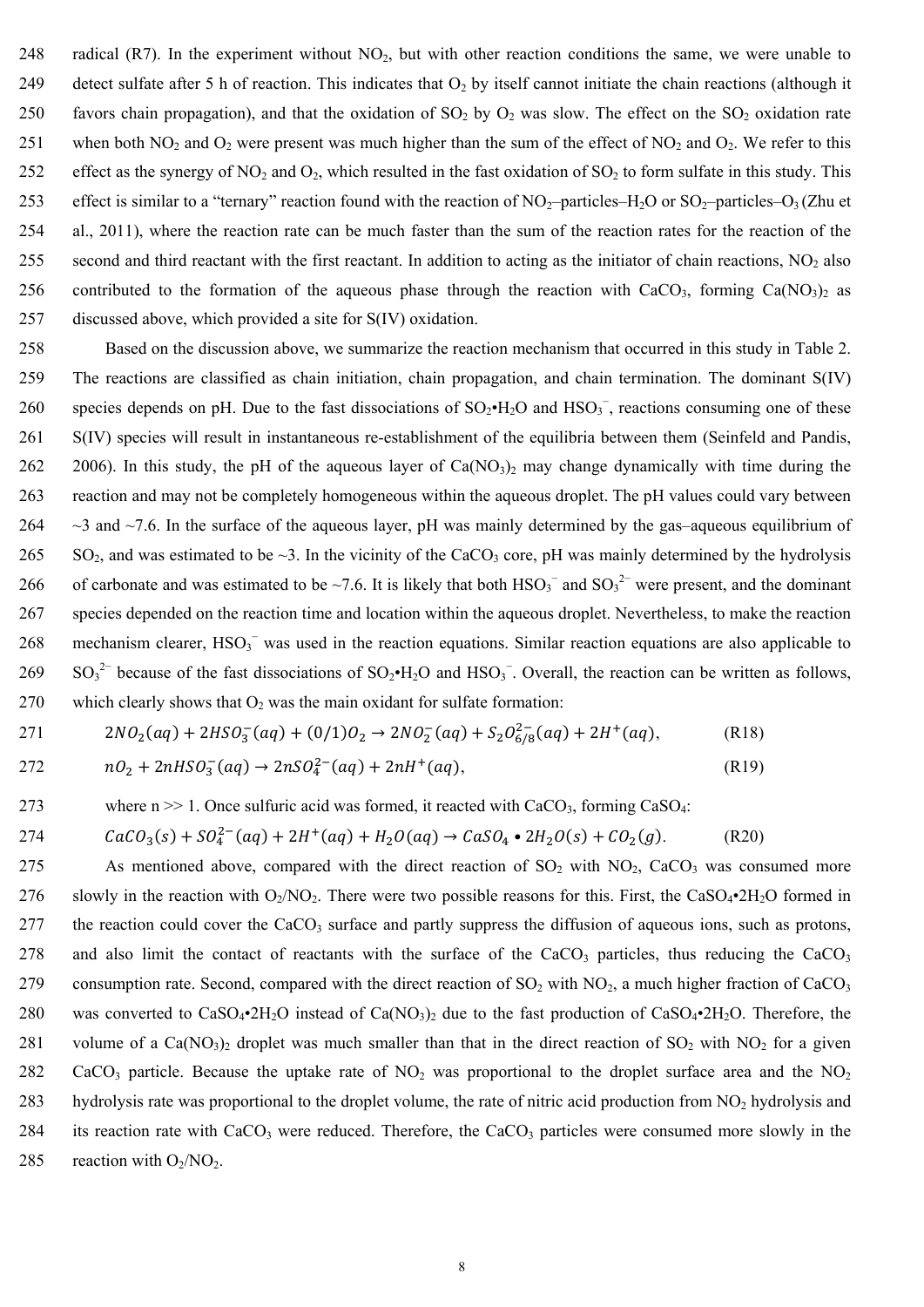radical (R7). In the experiment without $NO_2$, but with other reaction conditions the same, we were unable to detect sulfate after 5 h of reaction. This indicates that $O_2$ by itself cannot initiate the chain reactions (although it favors chain propagation), and that the oxidation of $SO_2$ by $O_2$ was slow. The effect on the $SO_2$ oxidation rate when both $NO_2$ and $O_2$ were present was much higher than the sum of the effect of $NO_2$ and $O_2$. We refer to this effect as the synergy of $NO_2$ and $O_2$, which resulted in the fast oxidation of $SO_2$ to form sulfate in this study. This effect is similar to a "ternary" reaction found with the reaction of $NO_2$–particles–$H_2O$ or $SO_2$–particles–$O_3$ (Zhu et al., 2011), where the reaction rate can be much faster than the sum of the reaction rates for the reaction of the second and third reactant with the first reactant. In addition to acting as the initiator of chain reactions, $NO_2$ also contributed to the formation of the aqueous phase through the reaction with $CaCO_3$, forming $Ca(NO_3)_2$ as discussed above, which provided a site for S(IV) oxidation.

Based on the discussion above, we summarize the reaction mechanism that occurred in this study in Table 2. The reactions are classified as chain initiation, chain propagation, and chain termination. The dominant S(IV) species depends on pH. Due to the fast dissociations of $SO_2 \bullet H_2O$ and $HSO_3^-$, reactions consuming one of these S(IV) species will result in instantaneous re-establishment of the equilibria between them (Seinfeld and Pandis, 2006). In this study, the pH of the aqueous layer of $Ca(NO_3)_2$ may change dynamically with time during the reaction and may not be completely homogeneous within the aqueous droplet. The pH values could vary between ~3 and ~7.6. In the surface of the aqueous layer, pH was mainly determined by the gas–aqueous equilibrium of $SO_2$, and was estimated to be ~3. In the vicinity of the $CaCO_3$ core, pH was mainly determined by the hydrolysis of carbonate and was estimated to be ~7.6. It is likely that both $HSO_3^-$ and $SO_3^{2-}$ were present, and the dominant species depended on the reaction time and location within the aqueous droplet. Nevertheless, to make the reaction mechanism clearer, $HSO_3^-$ was used in the reaction equations. Similar reaction equations are also applicable to $SO_3^{2-}$ because of the fast dissociations of $SO_2 \bullet H_2O$ and $HSO_3^-$. Overall, the reaction can be written as follows, which clearly shows that $O_2$ was the main oxidant for sulfate formation:

$$2NO_2(aq) + 2HSO_3^-(aq) + (0/1)O_2 \rightarrow 2NO_2^-(aq) + S_2O_{6/8}^{2-}(aq) + 2H^+(aq), \qquad \text{(R18)}$$

$$nO_2 + 2nHSO_3^-(aq) \rightarrow 2nSO_4^{2-}(aq) + 2nH^+(aq), \qquad \text{(R19)}$$

where n >> 1. Once sulfuric acid was formed, it reacted with $CaCO_3$, forming $CaSO_4$:

$$CaCO_3(s) + SO_4^{2-}(aq) + 2H^+(aq) + H_2O(aq) \rightarrow CaSO_4 \bullet 2H_2O(s) + CO_2(g). \qquad \text{(R20)}$$

As mentioned above, compared with the direct reaction of $SO_2$ with $NO_2$, $CaCO_3$ was consumed more slowly in the reaction with $O_2/NO_2$. There were two possible reasons for this. First, the $CaSO_4 \bullet 2H_2O$ formed in the reaction could cover the $CaCO_3$ surface and partly suppress the diffusion of aqueous ions, such as protons, and also limit the contact of reactants with the surface of the $CaCO_3$ particles, thus reducing the $CaCO_3$ consumption rate. Second, compared with the direct reaction of $SO_2$ with $NO_2$, a much higher fraction of $CaCO_3$ was converted to $CaSO_4 \bullet 2H_2O$ instead of $Ca(NO_3)_2$ due to the fast production of $CaSO_4 \bullet 2H_2O$. Therefore, the volume of a $Ca(NO_3)_2$ droplet was much smaller than that in the direct reaction of $SO_2$ with $NO_2$ for a given $CaCO_3$ particle. Because the uptake rate of $NO_2$ was proportional to the droplet surface area and the $NO_2$ hydrolysis rate was proportional to the droplet volume, the rate of nitric acid production from $NO_2$ hydrolysis and its reaction rate with $CaCO_3$ were reduced. Therefore, the $CaCO_3$ particles were consumed more slowly in the reaction with $O_2/NO_2$.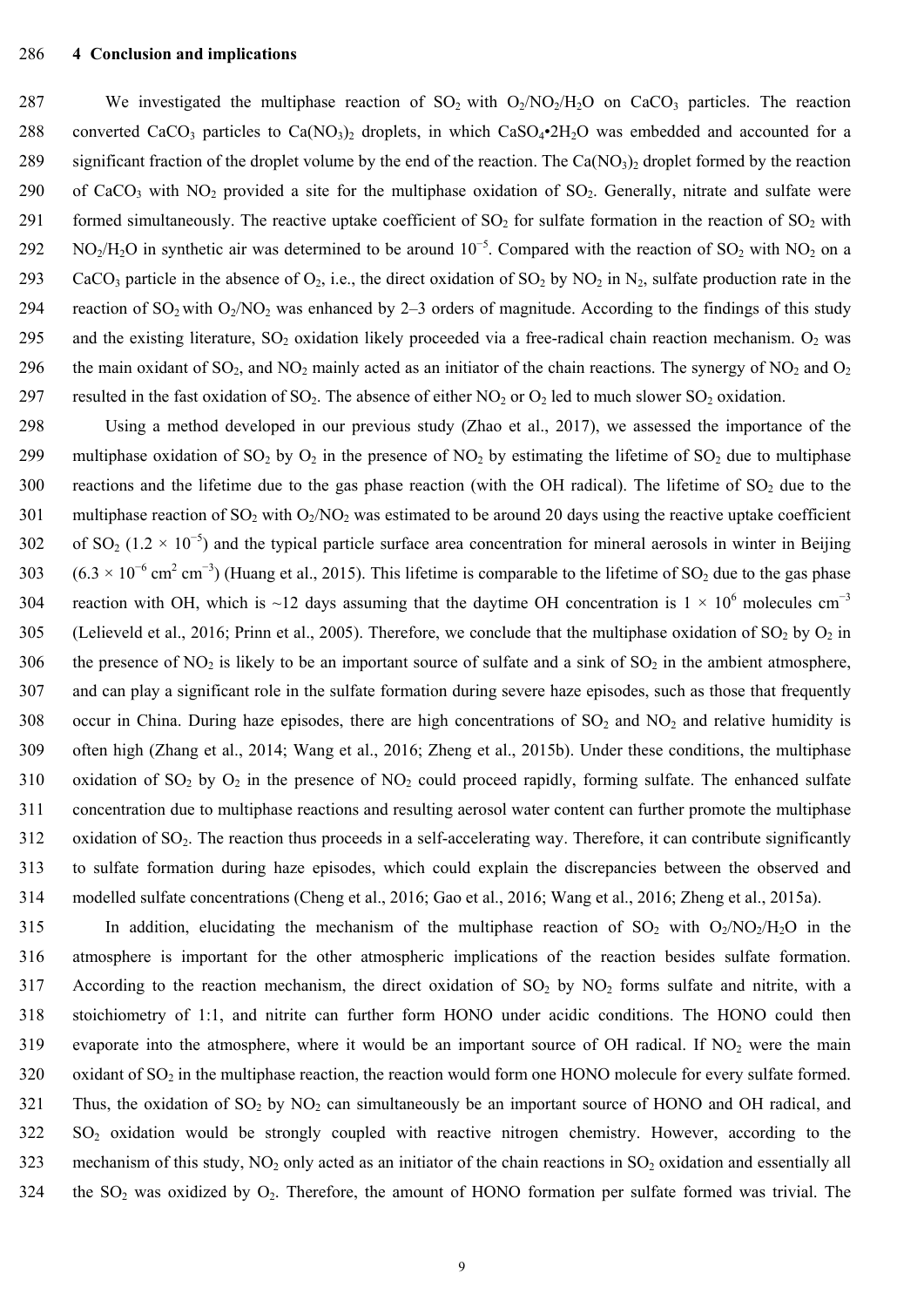## 4 Conclusion and implications

We investigated the multiphase reaction of $SO_2$ with $O_2$/$NO_2$/$H_2O$ on $CaCO_3$ particles. The reaction converted $CaCO_3$ particles to $Ca(NO_3)_2$ droplets, in which $CaSO_4 \cdot 2H_2O$ was embedded and accounted for a significant fraction of the droplet volume by the end of the reaction. The $Ca(NO_3)_2$ droplet formed by the reaction of $CaCO_3$ with $NO_2$ provided a site for the multiphase oxidation of $SO_2$. Generally, nitrate and sulfate were formed simultaneously. The reactive uptake coefficient of $SO_2$ for sulfate formation in the reaction of $SO_2$ with $NO_2$/$H_2O$ in synthetic air was determined to be around $10^{-5}$. Compared with the reaction of $SO_2$ with $NO_2$ on a $CaCO_3$ particle in the absence of $O_2$, i.e., the direct oxidation of $SO_2$ by $NO_2$ in $N_2$, sulfate production rate in the reaction of $SO_2$ with $O_2$/$NO_2$ was enhanced by 2–3 orders of magnitude. According to the findings of this study and the existing literature, $SO_2$ oxidation likely proceeded via a free-radical chain reaction mechanism. $O_2$ was the main oxidant of $SO_2$, and $NO_2$ mainly acted as an initiator of the chain reactions. The synergy of $NO_2$ and $O_2$ resulted in the fast oxidation of $SO_2$. The absence of either $NO_2$ or $O_2$ led to much slower $SO_2$ oxidation.

Using a method developed in our previous study (Zhao et al., 2017), we assessed the importance of the multiphase oxidation of $SO_2$ by $O_2$ in the presence of $NO_2$ by estimating the lifetime of $SO_2$ due to multiphase reactions and the lifetime due to the gas phase reaction (with the OH radical). The lifetime of $SO_2$ due to the multiphase reaction of $SO_2$ with $O_2$/$NO_2$ was estimated to be around 20 days using the reactive uptake coefficient of $SO_2$ ($1.2 \times 10^{-5}$) and the typical particle surface area concentration for mineral aerosols in winter in Beijing ($6.3 \times 10^{-6}$ $cm^2$ $cm^{-3}$) (Huang et al., 2015). This lifetime is comparable to the lifetime of $SO_2$ due to the gas phase reaction with OH, which is ~12 days assuming that the daytime OH concentration is $1 \times 10^6$ molecules $cm^{-3}$ (Lelieveld et al., 2016; Prinn et al., 2005). Therefore, we conclude that the multiphase oxidation of $SO_2$ by $O_2$ in the presence of $NO_2$ is likely to be an important source of sulfate and a sink of $SO_2$ in the ambient atmosphere, and can play a significant role in the sulfate formation during severe haze episodes, such as those that frequently occur in China. During haze episodes, there are high concentrations of $SO_2$ and $NO_2$ and relative humidity is often high (Zhang et al., 2014; Wang et al., 2016; Zheng et al., 2015b). Under these conditions, the multiphase oxidation of $SO_2$ by $O_2$ in the presence of $NO_2$ could proceed rapidly, forming sulfate. The enhanced sulfate concentration due to multiphase reactions and resulting aerosol water content can further promote the multiphase oxidation of $SO_2$. The reaction thus proceeds in a self-accelerating way. Therefore, it can contribute significantly to sulfate formation during haze episodes, which could explain the discrepancies between the observed and modelled sulfate concentrations (Cheng et al., 2016; Gao et al., 2016; Wang et al., 2016; Zheng et al., 2015a).

In addition, elucidating the mechanism of the multiphase reaction of $SO_2$ with $O_2$/$NO_2$/$H_2O$ in the atmosphere is important for the other atmospheric implications of the reaction besides sulfate formation. According to the reaction mechanism, the direct oxidation of $SO_2$ by $NO_2$ forms sulfate and nitrite, with a stoichiometry of 1:1, and nitrite can further form HONO under acidic conditions. The HONO could then evaporate into the atmosphere, where it would be an important source of OH radical. If $NO_2$ were the main oxidant of $SO_2$ in the multiphase reaction, the reaction would form one HONO molecule for every sulfate formed. Thus, the oxidation of $SO_2$ by $NO_2$ can simultaneously be an important source of HONO and OH radical, and $SO_2$ oxidation would be strongly coupled with reactive nitrogen chemistry. However, according to the mechanism of this study, $NO_2$ only acted as an initiator of the chain reactions in $SO_2$ oxidation and essentially all the $SO_2$ was oxidized by $O_2$. Therefore, the amount of HONO formation per sulfate formed was trivial. The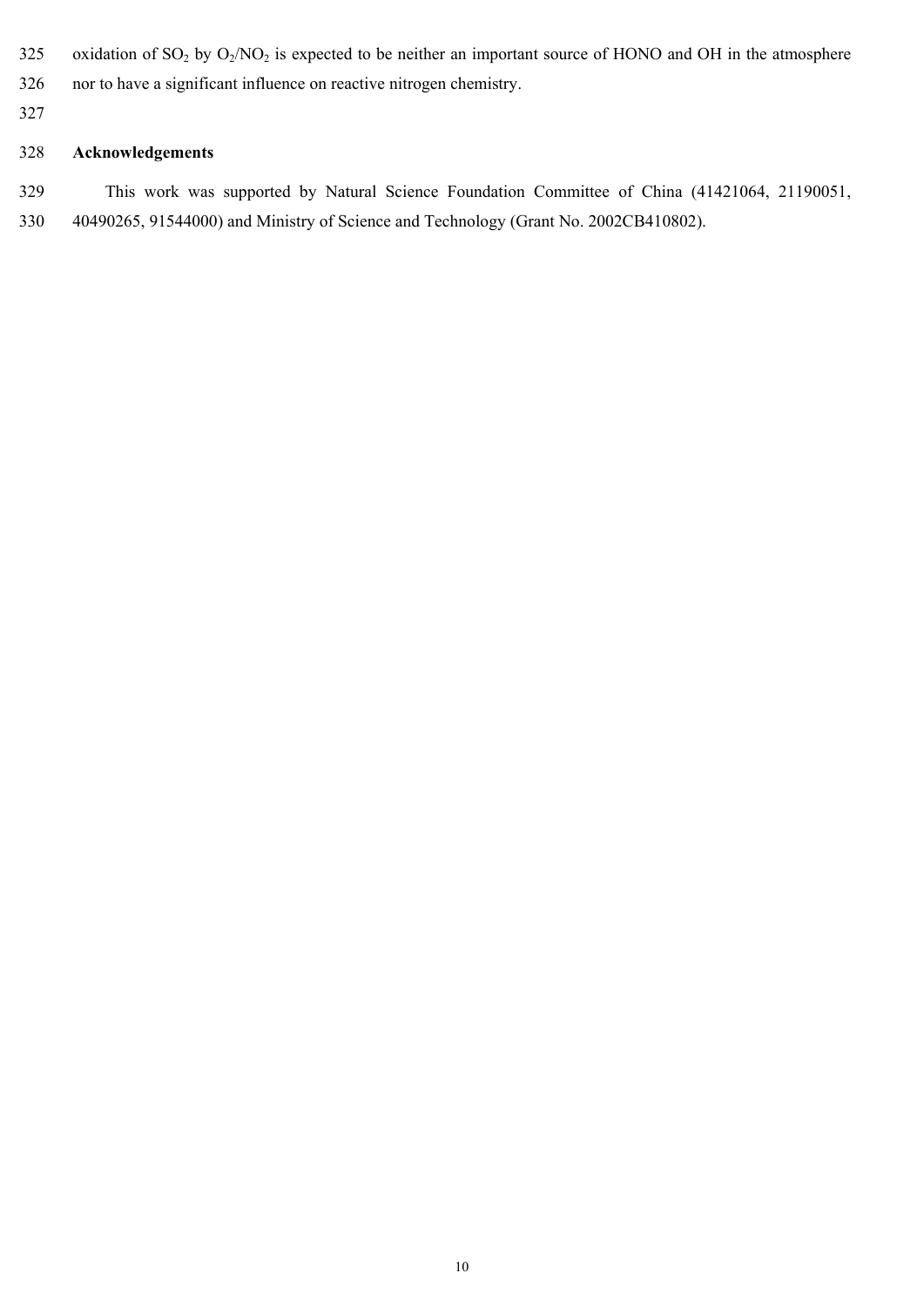oxidation of $SO_2$ by $O_2/NO_2$ is expected to be neither an important source of HONO and OH in the atmosphere nor to have a significant influence on reactive nitrogen chemistry.

## Acknowledgements

This work was supported by Natural Science Foundation Committee of China (41421064, 21190051, 40490265, 91544000) and Ministry of Science and Technology (Grant No. 2002CB410802).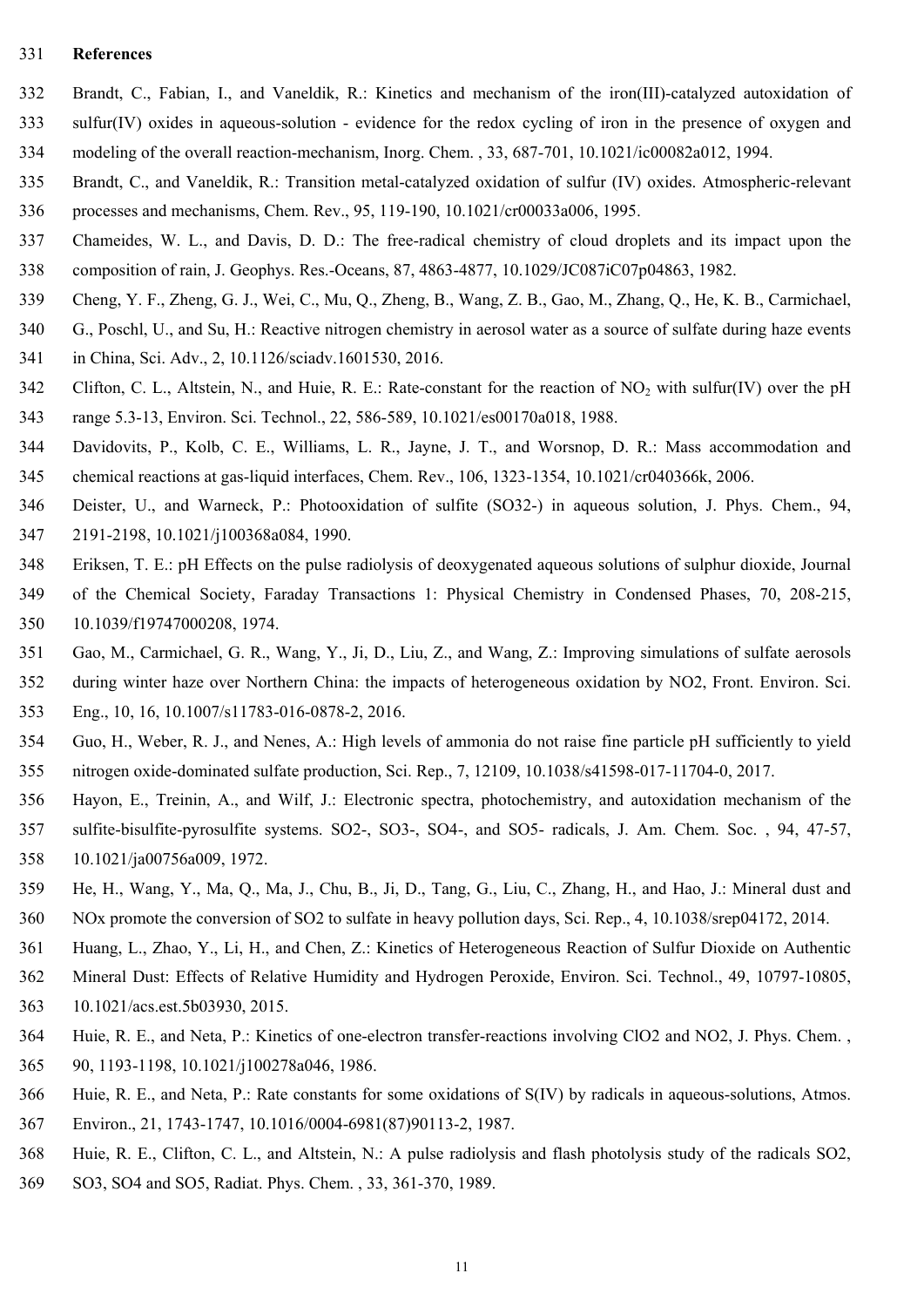# References

Brandt, C., Fabian, I., and Vaneldik, R.: Kinetics and mechanism of the iron(III)-catalyzed autoxidation of sulfur(IV) oxides in aqueous-solution - evidence for the redox cycling of iron in the presence of oxygen and modeling of the overall reaction-mechanism, Inorg. Chem. , 33, 687-701, 10.1021/ic00082a012, 1994.

Brandt, C., and Vaneldik, R.: Transition metal-catalyzed oxidation of sulfur (IV) oxides. Atmospheric-relevant processes and mechanisms, Chem. Rev., 95, 119-190, 10.1021/cr00033a006, 1995.

Chameides, W. L., and Davis, D. D.: The free-radical chemistry of cloud droplets and its impact upon the composition of rain, J. Geophys. Res.-Oceans, 87, 4863-4877, 10.1029/JC087iC07p04863, 1982.

Cheng, Y. F., Zheng, G. J., Wei, C., Mu, Q., Zheng, B., Wang, Z. B., Gao, M., Zhang, Q., He, K. B., Carmichael, G., Poschl, U., and Su, H.: Reactive nitrogen chemistry in aerosol water as a source of sulfate during haze events in China, Sci. Adv., 2, 10.1126/sciadv.1601530, 2016.

Clifton, C. L., Altstein, N., and Huie, R. E.: Rate-constant for the reaction of $NO_2$ with sulfur(IV) over the pH range 5.3-13, Environ. Sci. Technol., 22, 586-589, 10.1021/es00170a018, 1988.

Davidovits, P., Kolb, C. E., Williams, L. R., Jayne, J. T., and Worsnop, D. R.: Mass accommodation and chemical reactions at gas-liquid interfaces, Chem. Rev., 106, 1323-1354, 10.1021/cr040366k, 2006.

Deister, U., and Warneck, P.: Photooxidation of sulfite (SO32-) in aqueous solution, J. Phys. Chem., 94, 2191-2198, 10.1021/j100368a084, 1990.

Eriksen, T. E.: pH Effects on the pulse radiolysis of deoxygenated aqueous solutions of sulphur dioxide, Journal of the Chemical Society, Faraday Transactions 1: Physical Chemistry in Condensed Phases, 70, 208-215, 10.1039/f19747000208, 1974.

Gao, M., Carmichael, G. R., Wang, Y., Ji, D., Liu, Z., and Wang, Z.: Improving simulations of sulfate aerosols during winter haze over Northern China: the impacts of heterogeneous oxidation by NO2, Front. Environ. Sci. Eng., 10, 16, 10.1007/s11783-016-0878-2, 2016.

Guo, H., Weber, R. J., and Nenes, A.: High levels of ammonia do not raise fine particle pH sufficiently to yield nitrogen oxide-dominated sulfate production, Sci. Rep., 7, 12109, 10.1038/s41598-017-11704-0, 2017.

Hayon, E., Treinin, A., and Wilf, J.: Electronic spectra, photochemistry, and autoxidation mechanism of the sulfite-bisulfite-pyrosulfite systems. SO2-, SO3-, SO4-, and SO5- radicals, J. Am. Chem. Soc. , 94, 47-57, 10.1021/ja00756a009, 1972.

He, H., Wang, Y., Ma, Q., Ma, J., Chu, B., Ji, D., Tang, G., Liu, C., Zhang, H., and Hao, J.: Mineral dust and NOx promote the conversion of SO2 to sulfate in heavy pollution days, Sci. Rep., 4, 10.1038/srep04172, 2014.

Huang, L., Zhao, Y., Li, H., and Chen, Z.: Kinetics of Heterogeneous Reaction of Sulfur Dioxide on Authentic Mineral Dust: Effects of Relative Humidity and Hydrogen Peroxide, Environ. Sci. Technol., 49, 10797-10805, 10.1021/acs.est.5b03930, 2015.

Huie, R. E., and Neta, P.: Kinetics of one-electron transfer-reactions involving ClO2 and NO2, J. Phys. Chem. , 90, 1193-1198, 10.1021/j100278a046, 1986.

Huie, R. E., and Neta, P.: Rate constants for some oxidations of S(IV) by radicals in aqueous-solutions, Atmos. Environ., 21, 1743-1747, 10.1016/0004-6981(87)90113-2, 1987.

Huie, R. E., Clifton, C. L., and Altstein, N.: A pulse radiolysis and flash photolysis study of the radicals SO2, SO3, SO4 and SO5, Radiat. Phys. Chem. , 33, 361-370, 1989.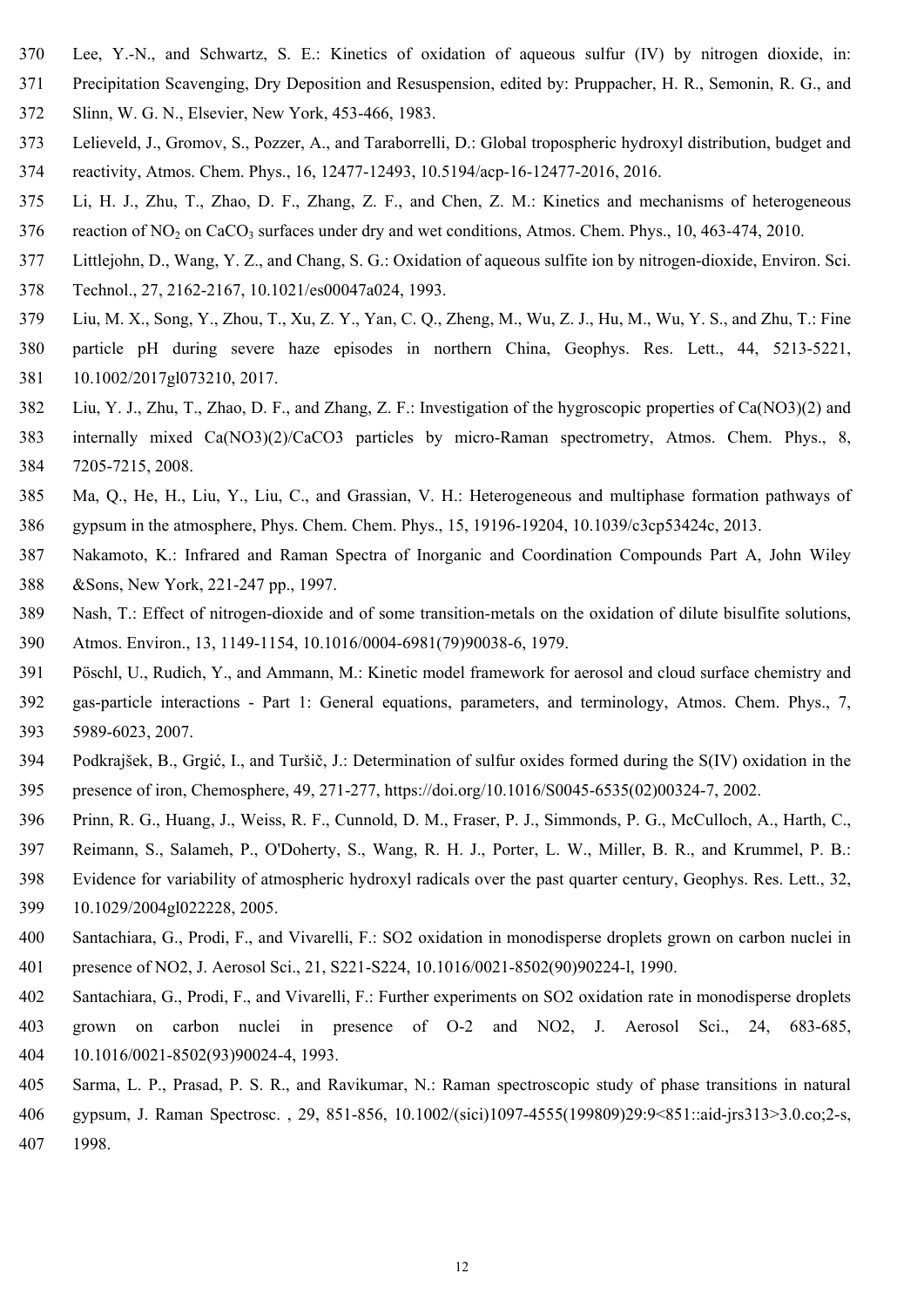Lee, Y.-N., and Schwartz, S. E.: Kinetics of oxidation of aqueous sulfur (IV) by nitrogen dioxide, in: Precipitation Scavenging, Dry Deposition and Resuspension, edited by: Pruppacher, H. R., Semonin, R. G., and Slinn, W. G. N., Elsevier, New York, 453-466, 1983.

Lelieveld, J., Gromov, S., Pozzer, A., and Taraborrelli, D.: Global tropospheric hydroxyl distribution, budget and reactivity, Atmos. Chem. Phys., 16, 12477-12493, 10.5194/acp-16-12477-2016, 2016.

Li, H. J., Zhu, T., Zhao, D. F., Zhang, Z. F., and Chen, Z. M.: Kinetics and mechanisms of heterogeneous reaction of $NO_2$ on $CaCO_3$ surfaces under dry and wet conditions, Atmos. Chem. Phys., 10, 463-474, 2010.

Littlejohn, D., Wang, Y. Z., and Chang, S. G.: Oxidation of aqueous sulfite ion by nitrogen-dioxide, Environ. Sci. Technol., 27, 2162-2167, 10.1021/es00047a024, 1993.

Liu, M. X., Song, Y., Zhou, T., Xu, Z. Y., Yan, C. Q., Zheng, M., Wu, Z. J., Hu, M., Wu, Y. S., and Zhu, T.: Fine particle pH during severe haze episodes in northern China, Geophys. Res. Lett., 44, 5213-5221, 10.1002/2017gl073210, 2017.

Liu, Y. J., Zhu, T., Zhao, D. F., and Zhang, Z. F.: Investigation of the hygroscopic properties of Ca(NO3)(2) and internally mixed Ca(NO3)(2)/CaCO3 particles by micro-Raman spectrometry, Atmos. Chem. Phys., 8, 7205-7215, 2008.

Ma, Q., He, H., Liu, Y., Liu, C., and Grassian, V. H.: Heterogeneous and multiphase formation pathways of gypsum in the atmosphere, Phys. Chem. Chem. Phys., 15, 19196-19204, 10.1039/c3cp53424c, 2013.

Nakamoto, K.: Infrared and Raman Spectra of Inorganic and Coordination Compounds Part A, John Wiley &Sons, New York, 221-247 pp., 1997.

Nash, T.: Effect of nitrogen-dioxide and of some transition-metals on the oxidation of dilute bisulfite solutions, Atmos. Environ., 13, 1149-1154, 10.1016/0004-6981(79)90038-6, 1979.

Pöschl, U., Rudich, Y., and Ammann, M.: Kinetic model framework for aerosol and cloud surface chemistry and gas-particle interactions - Part 1: General equations, parameters, and terminology, Atmos. Chem. Phys., 7, 5989-6023, 2007.

Podkrajšek, B., Grgić, I., and Turšič, J.: Determination of sulfur oxides formed during the S(IV) oxidation in the presence of iron, Chemosphere, 49, 271-277, https://doi.org/10.1016/S0045-6535(02)00324-7, 2002.

Prinn, R. G., Huang, J., Weiss, R. F., Cunnold, D. M., Fraser, P. J., Simmonds, P. G., McCulloch, A., Harth, C., Reimann, S., Salameh, P., O'Doherty, S., Wang, R. H. J., Porter, L. W., Miller, B. R., and Krummel, P. B.: Evidence for variability of atmospheric hydroxyl radicals over the past quarter century, Geophys. Res. Lett., 32, 10.1029/2004gl022228, 2005.

Santachiara, G., Prodi, F., and Vivarelli, F.: SO2 oxidation in monodisperse droplets grown on carbon nuclei in presence of NO2, J. Aerosol Sci., 21, S221-S224, 10.1016/0021-8502(90)90224-l, 1990.

Santachiara, G., Prodi, F., and Vivarelli, F.: Further experiments on SO2 oxidation rate in monodisperse droplets grown on carbon nuclei in presence of O-2 and NO2, J. Aerosol Sci., 24, 683-685, 10.1016/0021-8502(93)90024-4, 1993.

Sarma, L. P., Prasad, P. S. R., and Ravikumar, N.: Raman spectroscopic study of phase transitions in natural gypsum, J. Raman Spectrosc. , 29, 851-856, 10.1002/(sici)1097-4555(199809)29:9<851::aid-jrs313>3.0.co;2-s, 1998.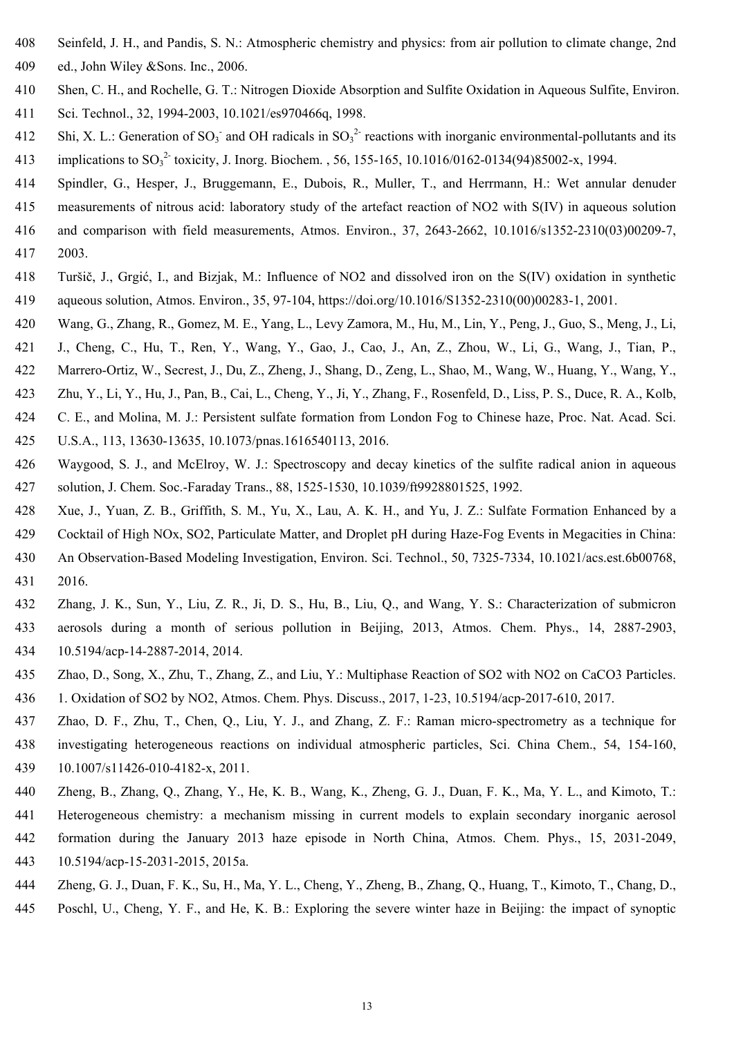Seinfeld, J. H., and Pandis, S. N.: Atmospheric chemistry and physics: from air pollution to climate change, 2nd ed., John Wiley &Sons. Inc., 2006.

Shen, C. H., and Rochelle, G. T.: Nitrogen Dioxide Absorption and Sulfite Oxidation in Aqueous Sulfite, Environ. Sci. Technol., 32, 1994-2003, 10.1021/es970466q, 1998.

Shi, X. L.: Generation of $SO_3^-$ and OH radicals in $SO_3^{2-}$ reactions with inorganic environmental-pollutants and its implications to $SO_3^{2-}$ toxicity, J. Inorg. Biochem. , 56, 155-165, 10.1016/0162-0134(94)85002-x, 1994.

Spindler, G., Hesper, J., Bruggemann, E., Dubois, R., Muller, T., and Herrmann, H.: Wet annular denuder measurements of nitrous acid: laboratory study of the artefact reaction of NO2 with S(IV) in aqueous solution and comparison with field measurements, Atmos. Environ., 37, 2643-2662, 10.1016/s1352-2310(03)00209-7, 2003.

Turšič, J., Grgić, I., and Bizjak, M.: Influence of NO2 and dissolved iron on the S(IV) oxidation in synthetic aqueous solution, Atmos. Environ., 35, 97-104, https://doi.org/10.1016/S1352-2310(00)00283-1, 2001.

Wang, G., Zhang, R., Gomez, M. E., Yang, L., Levy Zamora, M., Hu, M., Lin, Y., Peng, J., Guo, S., Meng, J., Li, J., Cheng, C., Hu, T., Ren, Y., Wang, Y., Gao, J., Cao, J., An, Z., Zhou, W., Li, G., Wang, J., Tian, P., Marrero-Ortiz, W., Secrest, J., Du, Z., Zheng, J., Shang, D., Zeng, L., Shao, M., Wang, W., Huang, Y., Wang, Y., Zhu, Y., Li, Y., Hu, J., Pan, B., Cai, L., Cheng, Y., Ji, Y., Zhang, F., Rosenfeld, D., Liss, P. S., Duce, R. A., Kolb, C. E., and Molina, M. J.: Persistent sulfate formation from London Fog to Chinese haze, Proc. Nat. Acad. Sci. U.S.A., 113, 13630-13635, 10.1073/pnas.1616540113, 2016.

Waygood, S. J., and McElroy, W. J.: Spectroscopy and decay kinetics of the sulfite radical anion in aqueous solution, J. Chem. Soc.-Faraday Trans., 88, 1525-1530, 10.1039/ft9928801525, 1992.

Xue, J., Yuan, Z. B., Griffith, S. M., Yu, X., Lau, A. K. H., and Yu, J. Z.: Sulfate Formation Enhanced by a Cocktail of High NOx, SO2, Particulate Matter, and Droplet pH during Haze-Fog Events in Megacities in China: An Observation-Based Modeling Investigation, Environ. Sci. Technol., 50, 7325-7334, 10.1021/acs.est.6b00768, 2016.

Zhang, J. K., Sun, Y., Liu, Z. R., Ji, D. S., Hu, B., Liu, Q., and Wang, Y. S.: Characterization of submicron aerosols during a month of serious pollution in Beijing, 2013, Atmos. Chem. Phys., 14, 2887-2903, 10.5194/acp-14-2887-2014, 2014.

Zhao, D., Song, X., Zhu, T., Zhang, Z., and Liu, Y.: Multiphase Reaction of SO2 with NO2 on CaCO3 Particles. 1. Oxidation of SO2 by NO2, Atmos. Chem. Phys. Discuss., 2017, 1-23, 10.5194/acp-2017-610, 2017.

Zhao, D. F., Zhu, T., Chen, Q., Liu, Y. J., and Zhang, Z. F.: Raman micro-spectrometry as a technique for investigating heterogeneous reactions on individual atmospheric particles, Sci. China Chem., 54, 154-160, 10.1007/s11426-010-4182-x, 2011.

Zheng, B., Zhang, Q., Zhang, Y., He, K. B., Wang, K., Zheng, G. J., Duan, F. K., Ma, Y. L., and Kimoto, T.: Heterogeneous chemistry: a mechanism missing in current models to explain secondary inorganic aerosol formation during the January 2013 haze episode in North China, Atmos. Chem. Phys., 15, 2031-2049, 10.5194/acp-15-2031-2015, 2015a.

Zheng, G. J., Duan, F. K., Su, H., Ma, Y. L., Cheng, Y., Zheng, B., Zhang, Q., Huang, T., Kimoto, T., Chang, D., Poschl, U., Cheng, Y. F., and He, K. B.: Exploring the severe winter haze in Beijing: the impact of synoptic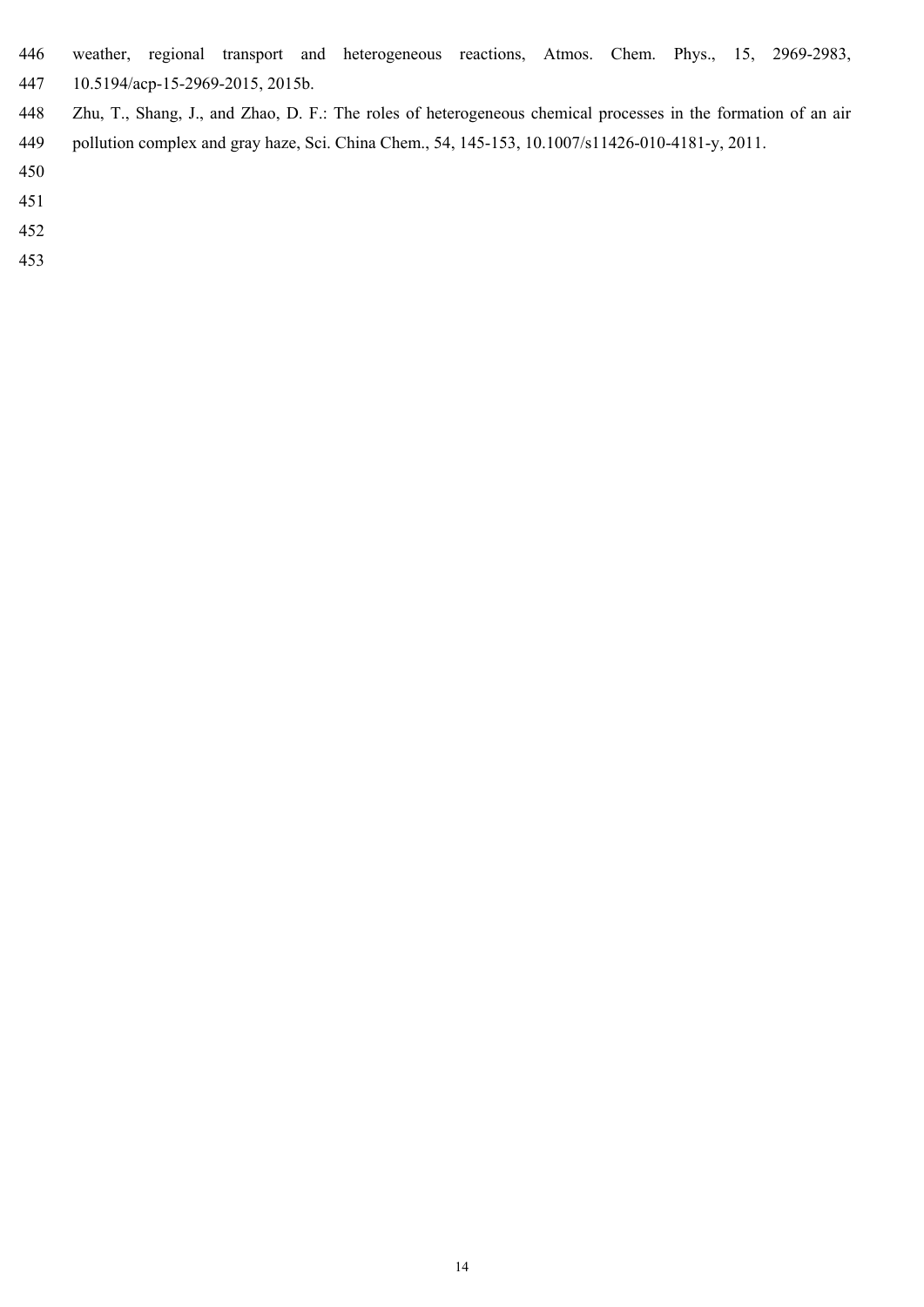weather, regional transport and heterogeneous reactions, Atmos. Chem. Phys., 15, 2969-2983, 10.5194/acp-15-2969-2015, 2015b.

Zhu, T., Shang, J., and Zhao, D. F.: The roles of heterogeneous chemical processes in the formation of an air pollution complex and gray haze, Sci. China Chem., 54, 145-153, 10.1007/s11426-010-4181-y, 2011.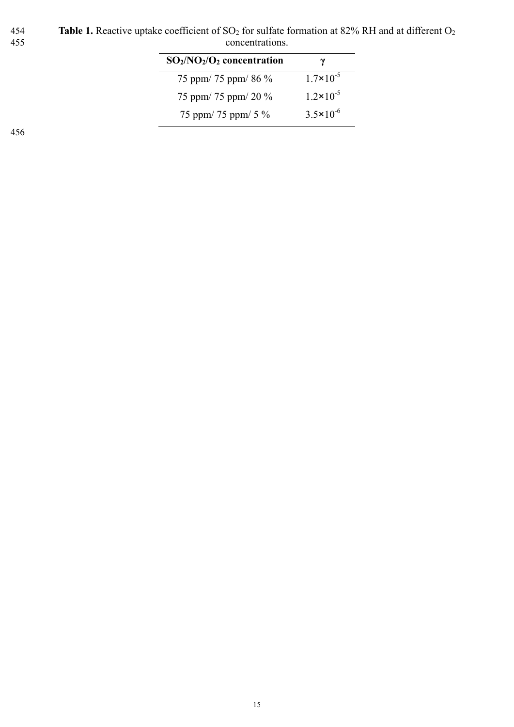**Table 1.** Reactive uptake coefficient of $SO_2$ for sulfate formation at 82% RH and at different $O_2$ concentrations.

| $SO_2/NO_2/O_2$ concentration | $\gamma$ |
|---|---|
| 75 ppm/ 75 ppm/ 86 % | $1.7\times10^{-5}$ |
| 75 ppm/ 75 ppm/ 20 % | $1.2\times10^{-5}$ |
| 75 ppm/ 75 ppm/ 5 % | $3.5\times10^{-6}$ |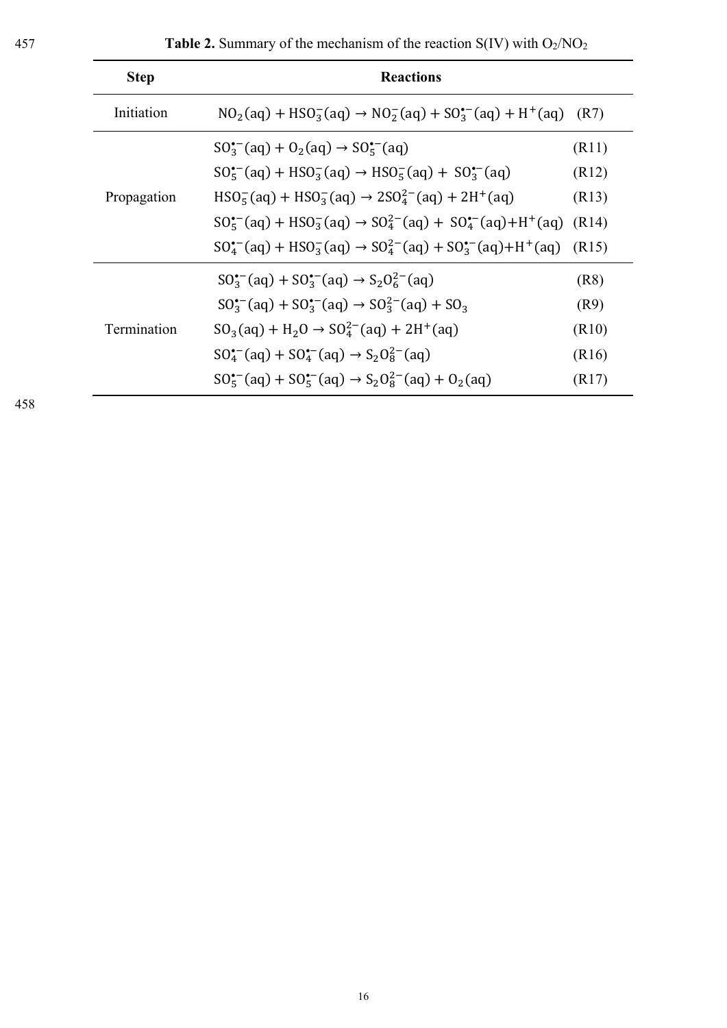**Table 2.** Summary of the mechanism of the reaction S(IV) with $O_2$/$NO_2$

| Step | Reactions | |
|---|---|---|
| Initiation | $NO_2(aq) + HSO_3^-(aq) \rightarrow NO_2^-(aq) + SO_3^{\bullet-}(aq) + H^+(aq)$ | (R7) |
| Propagation | $SO_3^{\bullet-}(aq) + O_2(aq) \rightarrow SO_5^{\bullet-}(aq)$ | (R11) |
| | $SO_5^{\bullet-}(aq) + HSO_3^-(aq) \rightarrow HSO_5^-(aq) + SO_3^{\bullet-}(aq)$ | (R12) |
| | $HSO_5^-(aq) + HSO_3^-(aq) \rightarrow 2SO_4^{2-}(aq) + 2H^+(aq)$ | (R13) |
| | $SO_5^{\bullet-}(aq) + HSO_3^-(aq) \rightarrow SO_4^{2-}(aq) + SO_4^{\bullet-}(aq) + H^+(aq)$ | (R14) |
| | $SO_4^{\bullet-}(aq) + HSO_3^-(aq) \rightarrow SO_4^{2-}(aq) + SO_3^{\bullet-}(aq) + H^+(aq)$ | (R15) |
| Termination | $SO_3^{\bullet-}(aq) + SO_3^{\bullet-}(aq) \rightarrow S_2O_6^{2-}(aq)$ | (R8) |
| | $SO_3^{\bullet-}(aq) + SO_3^{\bullet-}(aq) \rightarrow SO_3^{2-}(aq) + SO_3$ | (R9) |
| | $SO_3(aq) + H_2O \rightarrow SO_4^{2-}(aq) + 2H^+(aq)$ | (R10) |
| | $SO_4^{\bullet-}(aq) + SO_4^{\bullet-}(aq) \rightarrow S_2O_8^{2-}(aq)$ | (R16) |
| | $SO_5^{\bullet-}(aq) + SO_5^{\bullet-}(aq) \rightarrow S_2O_8^{2-}(aq) + O_2(aq)$ | (R17) |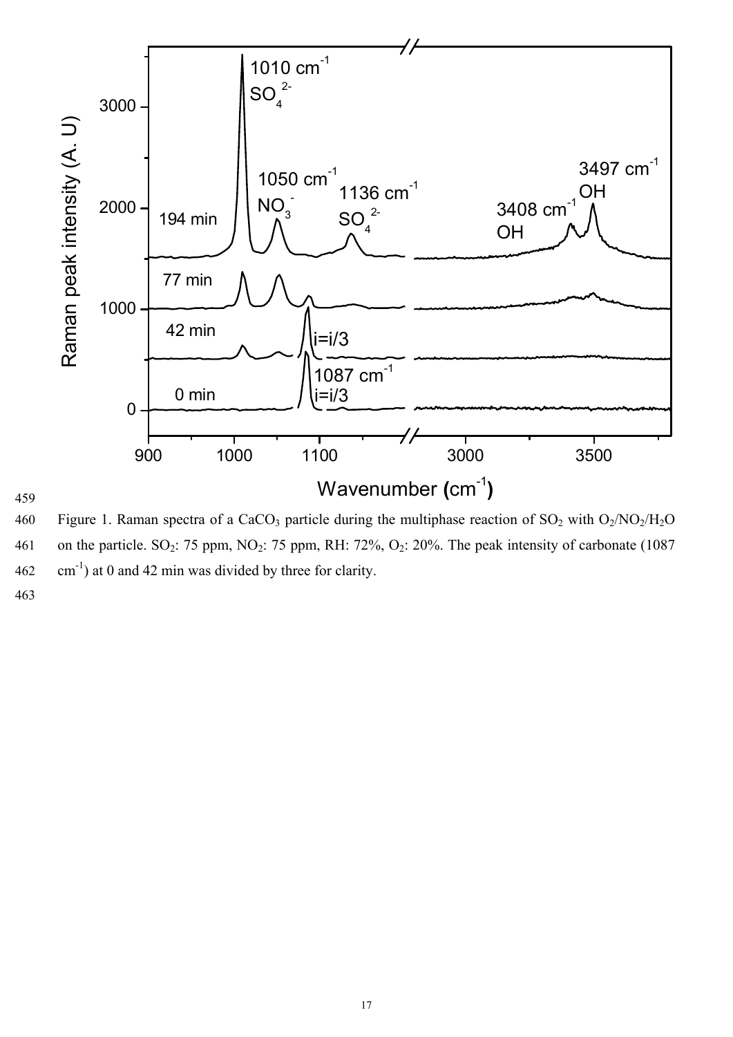Figure 1. Raman spectra of a $CaCO_3$ particle during the multiphase reaction of $SO_2$ with $O_2/NO_2/H_2O$ on the particle. $SO_2$: 75 ppm, $NO_2$: 75 ppm, RH: 72%, $O_2$: 20%. The peak intensity of carbonate (1087 $cm^{-1}$) at 0 and 42 min was divided by three for clarity.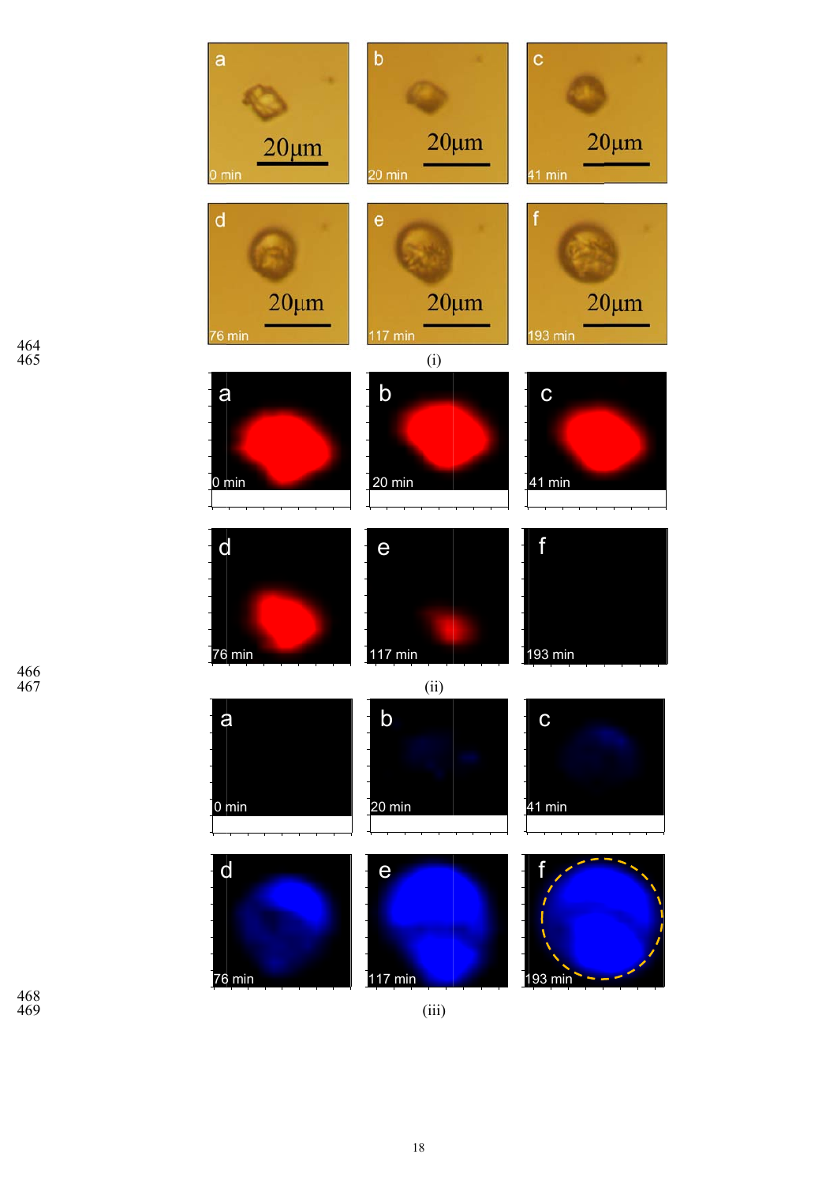(i)

(ii)

(iii)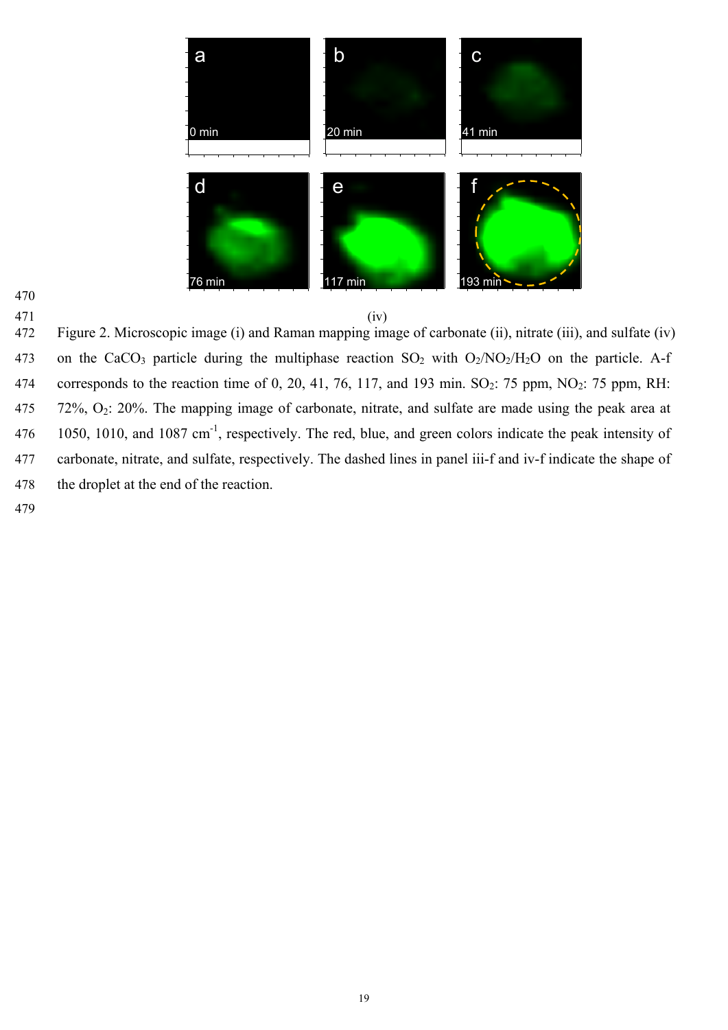(iv)

Figure 2. Microscopic image (i) and Raman mapping image of carbonate (ii), nitrate (iii), and sulfate (iv) on the $CaCO_3$ particle during the multiphase reaction $SO_2$ with $O_2/NO_2/H_2O$ on the particle. A-f corresponds to the reaction time of 0, 20, 41, 76, 117, and 193 min. $SO_2$: 75 ppm, $NO_2$: 75 ppm, RH: 72%, $O_2$: 20%. The mapping image of carbonate, nitrate, and sulfate are made using the peak area at 1050, 1010, and 1087 $cm^{-1}$, respectively. The red, blue, and green colors indicate the peak intensity of carbonate, nitrate, and sulfate, respectively. The dashed lines in panel iii-f and iv-f indicate the shape of the droplet at the end of the reaction.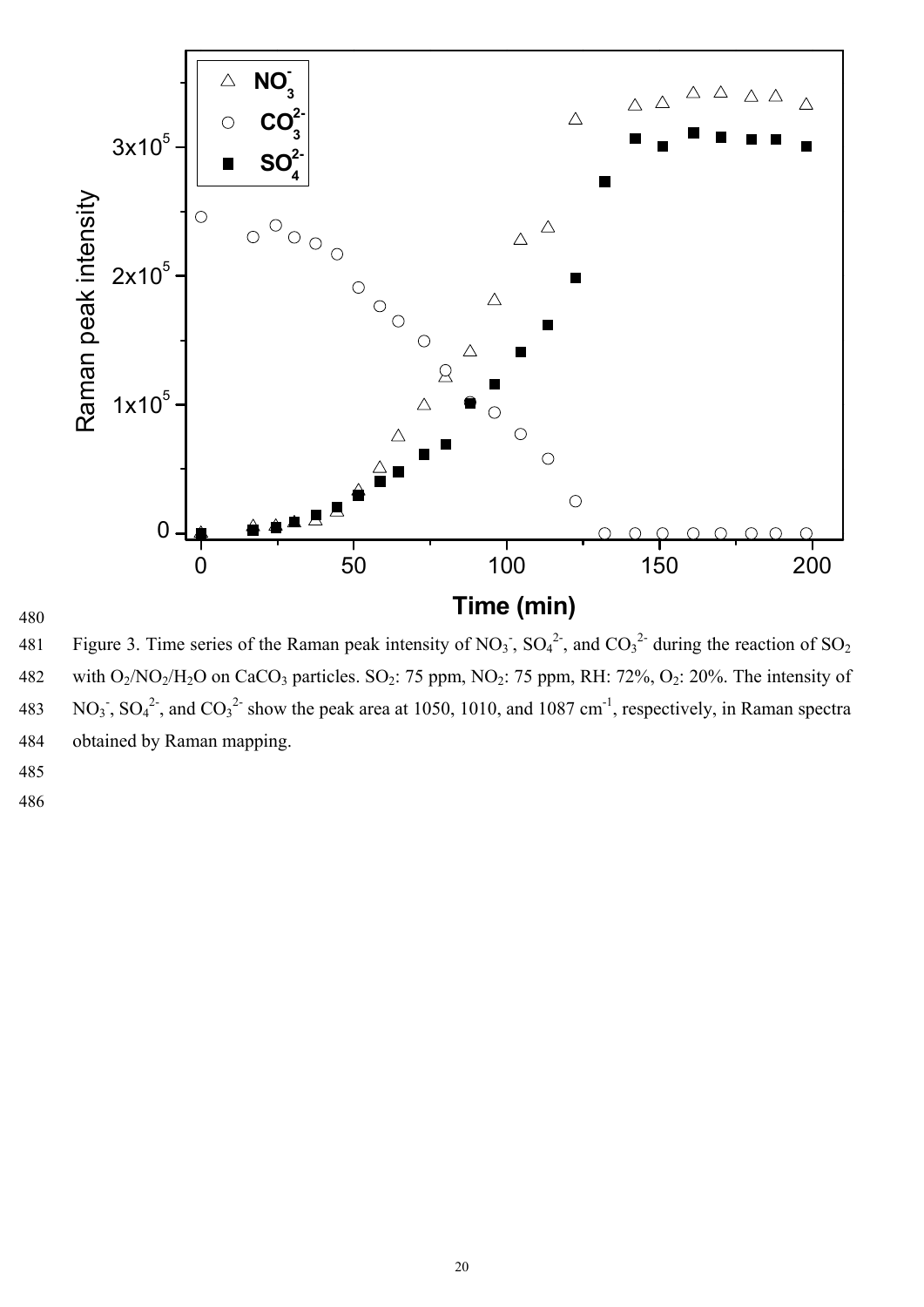Raman peak intensity

Time (min)

$NO_3^-$

$CO_3^{2-}$

$SO_4^{2-}$

0

$1x10^5$

$2x10^5$

$3x10^5$

0

50

100

150

200

Figure 3. Time series of the Raman peak intensity of $NO_3^-$, $SO_4^{2-}$, and $CO_3^{2-}$ during the reaction of $SO_2$ with $O_2$/$NO_2$/$H_2O$ on $CaCO_3$ particles. $SO_2$: 75 ppm, $NO_2$: 75 ppm, RH: 72%, $O_2$: 20%. The intensity of $NO_3^-$, $SO_4^{2-}$, and $CO_3^{2-}$ show the peak area at 1050, 1010, and 1087 $cm^{-1}$, respectively, in Raman spectra obtained by Raman mapping.